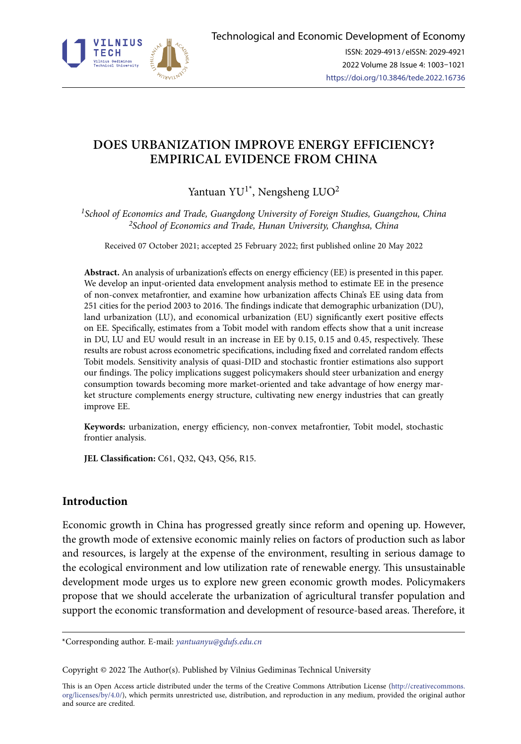# DOES URBANIZATION IMPROVE ENERGY EFFICIENCY? EMPIRICAL EVIDENCE FROM CHINA

Yantuan YU[1*], Nengsheng LUO[2]

[1]*School of Economics and Trade, Guangdong University of Foreign Studies, Guangzhou, China*
[2]*School of Economics and Trade, Hunan University, Changhsa, China*

Received 07 October 2021; accepted 25 February 2022; first published online 20 May 2022

**Abstract.** An analysis of urbanization's effects on energy efficiency (EE) is presented in this paper. We develop an input-oriented data envelopment analysis method to estimate EE in the presence of non-convex metafrontier, and examine how urbanization affects China's EE using data from 251 cities for the period 2003 to 2016. The findings indicate that demographic urbanization (DU), land urbanization (LU), and economical urbanization (EU) significantly exert positive effects on EE. Specifically, estimates from a Tobit model with random effects show that a unit increase in DU, LU and EU would result in an increase in EE by 0.15, 0.15 and 0.45, respectively. These results are robust across econometric specifications, including fixed and correlated random effects Tobit models. Sensitivity analysis of quasi-DID and stochastic frontier estimations also support our findings. The policy implications suggest policymakers should steer urbanization and energy consumption towards becoming more market-oriented and take advantage of how energy market structure complements energy structure, cultivating new energy industries that can greatly improve EE.

**Keywords:** urbanization, energy efficiency, non-convex metafrontier, Tobit model, stochastic frontier analysis.

**JEL Classification:** C61, Q32, Q43, Q56, R15.

## Introduction

Economic growth in China has progressed greatly since reform and opening up. However, the growth mode of extensive economic mainly relies on factors of production such as labor and resources, is largely at the expense of the environment, resulting in serious damage to the ecological environment and low utilization rate of renewable energy. This unsustainable development mode urges us to explore new green economic growth modes. Policymakers propose that we should accelerate the urbanization of agricultural transfer population and support the economic transformation and development of resource-based areas. Therefore, it

*Corresponding author. E-mail: *yantuanyu@gdufs.edu.cn*

Copyright © 2022 The Author(s). Published by Vilnius Gediminas Technical University

This is an Open Access article distributed under the terms of the Creative Commons Attribution License (http://creativecommons.org/licenses/by/4.0/), which permits unrestricted use, distribution, and reproduction in any medium, provided the original author and source are credited.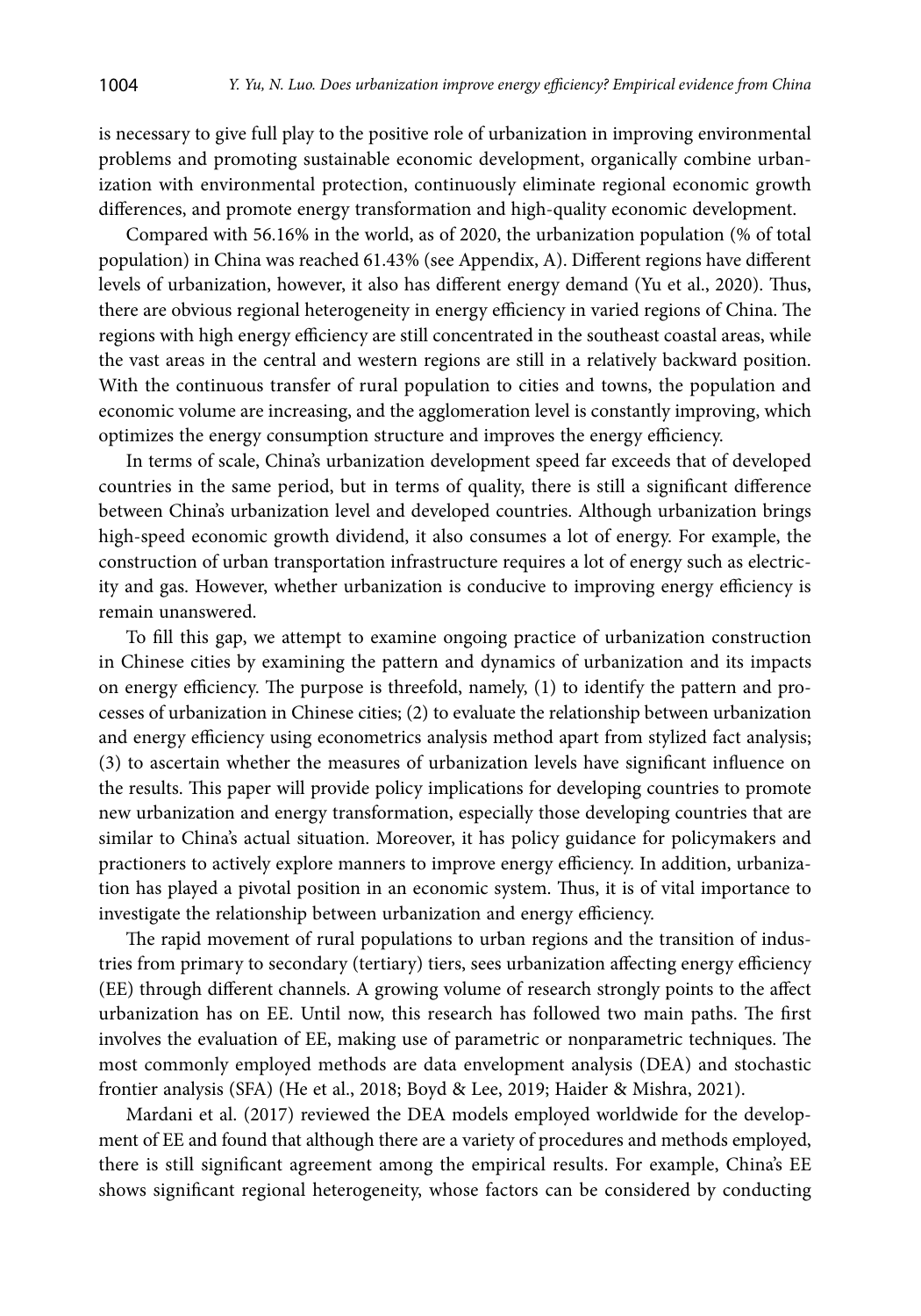is necessary to give full play to the positive role of urbanization in improving environmental problems and promoting sustainable economic development, organically combine urbanization with environmental protection, continuously eliminate regional economic growth differences, and promote energy transformation and high-quality economic development.

Compared with 56.16% in the world, as of 2020, the urbanization population (% of total population) in China was reached 61.43% (see Appendix, A). Different regions have different levels of urbanization, however, it also has different energy demand (Yu et al., 2020). Thus, there are obvious regional heterogeneity in energy efficiency in varied regions of China. The regions with high energy efficiency are still concentrated in the southeast coastal areas, while the vast areas in the central and western regions are still in a relatively backward position. With the continuous transfer of rural population to cities and towns, the population and economic volume are increasing, and the agglomeration level is constantly improving, which optimizes the energy consumption structure and improves the energy efficiency.

In terms of scale, China's urbanization development speed far exceeds that of developed countries in the same period, but in terms of quality, there is still a significant difference between China's urbanization level and developed countries. Although urbanization brings high-speed economic growth dividend, it also consumes a lot of energy. For example, the construction of urban transportation infrastructure requires a lot of energy such as electricity and gas. However, whether urbanization is conducive to improving energy efficiency is remain unanswered.

To fill this gap, we attempt to examine ongoing practice of urbanization construction in Chinese cities by examining the pattern and dynamics of urbanization and its impacts on energy efficiency. The purpose is threefold, namely, (1) to identify the pattern and processes of urbanization in Chinese cities; (2) to evaluate the relationship between urbanization and energy efficiency using econometrics analysis method apart from stylized fact analysis; (3) to ascertain whether the measures of urbanization levels have significant influence on the results. This paper will provide policy implications for developing countries to promote new urbanization and energy transformation, especially those developing countries that are similar to China's actual situation. Moreover, it has policy guidance for policymakers and practioners to actively explore manners to improve energy efficiency. In addition, urbanization has played a pivotal position in an economic system. Thus, it is of vital importance to investigate the relationship between urbanization and energy efficiency.

The rapid movement of rural populations to urban regions and the transition of industries from primary to secondary (tertiary) tiers, sees urbanization affecting energy efficiency (EE) through different channels. A growing volume of research strongly points to the affect urbanization has on EE. Until now, this research has followed two main paths. The first involves the evaluation of EE, making use of parametric or nonparametric techniques. The most commonly employed methods are data envelopment analysis (DEA) and stochastic frontier analysis (SFA) (He et al., 2018; Boyd & Lee, 2019; Haider & Mishra, 2021).

Mardani et al. (2017) reviewed the DEA models employed worldwide for the development of EE and found that although there are a variety of procedures and methods employed, there is still significant agreement among the empirical results. For example, China's EE shows significant regional heterogeneity, whose factors can be considered by conducting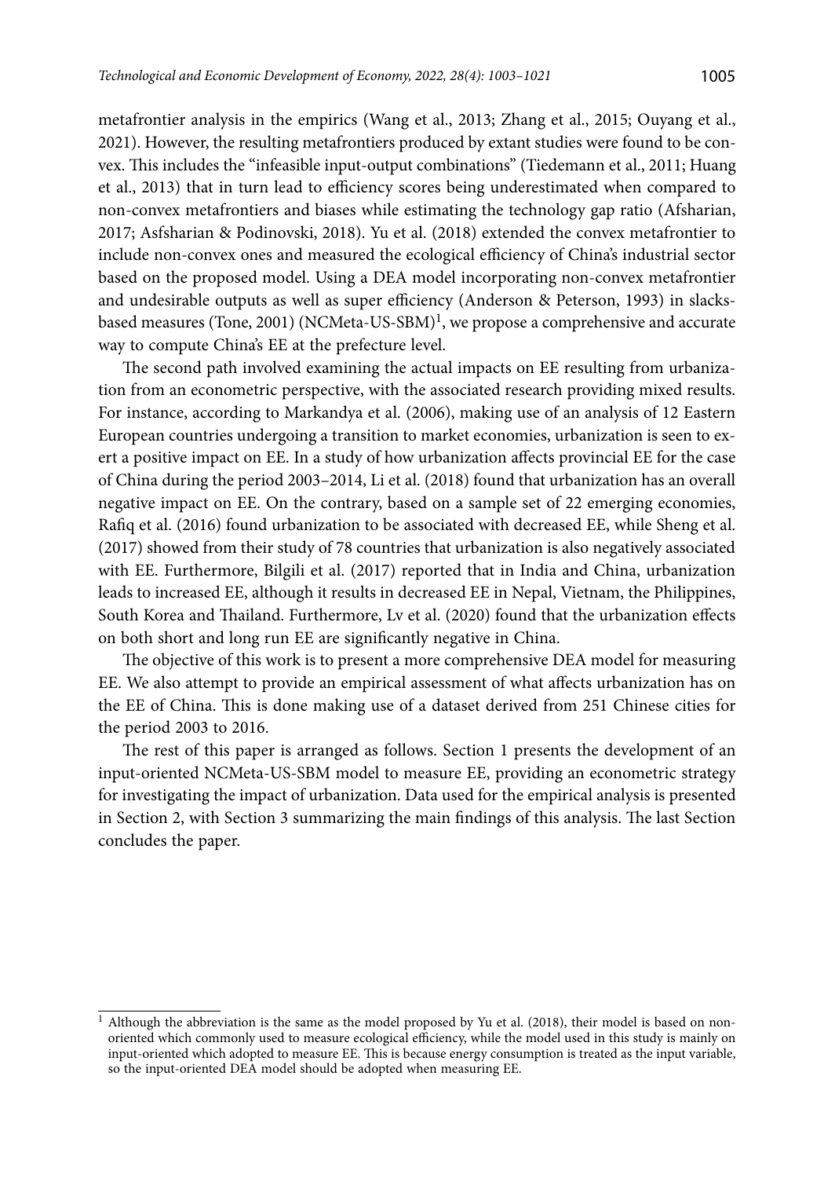metafrontier analysis in the empirics (Wang et al., 2013; Zhang et al., 2015; Ouyang et al., 2021). However, the resulting metafrontiers produced by extant studies were found to be convex. This includes the "infeasible input-output combinations" (Tiedemann et al., 2011; Huang et al., 2013) that in turn lead to efficiency scores being underestimated when compared to non-convex metafrontiers and biases while estimating the technology gap ratio (Afsharian, 2017; Asfsharian & Podinovski, 2018). Yu et al. (2018) extended the convex metafrontier to include non-convex ones and measured the ecological efficiency of China's industrial sector based on the proposed model. Using a DEA model incorporating non-convex metafrontier and undesirable outputs as well as super efficiency (Anderson & Peterson, 1993) in slacks-based measures (Tone, 2001) (NCMeta-US-SBM)[1], we propose a comprehensive and accurate way to compute China's EE at the prefecture level.

The second path involved examining the actual impacts on EE resulting from urbanization from an econometric perspective, with the associated research providing mixed results. For instance, according to Markandya et al. (2006), making use of an analysis of 12 Eastern European countries undergoing a transition to market economies, urbanization is seen to exert a positive impact on EE. In a study of how urbanization affects provincial EE for the case of China during the period 2003–2014, Li et al. (2018) found that urbanization has an overall negative impact on EE. On the contrary, based on a sample set of 22 emerging economies, Rafiq et al. (2016) found urbanization to be associated with decreased EE, while Sheng et al. (2017) showed from their study of 78 countries that urbanization is also negatively associated with EE. Furthermore, Bilgili et al. (2017) reported that in India and China, urbanization leads to increased EE, although it results in decreased EE in Nepal, Vietnam, the Philippines, South Korea and Thailand. Furthermore, Lv et al. (2020) found that the urbanization effects on both short and long run EE are significantly negative in China.

The objective of this work is to present a more comprehensive DEA model for measuring EE. We also attempt to provide an empirical assessment of what affects urbanization has on the EE of China. This is done making use of a dataset derived from 251 Chinese cities for the period 2003 to 2016.

The rest of this paper is arranged as follows. Section 1 presents the development of an input-oriented NCMeta-US-SBM model to measure EE, providing an econometric strategy for investigating the impact of urbanization. Data used for the empirical analysis is presented in Section 2, with Section 3 summarizing the main findings of this analysis. The last Section concludes the paper.

---

[1] Although the abbreviation is the same as the model proposed by Yu et al. (2018), their model is based on non-oriented which commonly used to measure ecological efficiency, while the model used in this study is mainly on input-oriented which adopted to measure EE. This is because energy consumption is treated as the input variable, so the input-oriented DEA model should be adopted when measuring EE.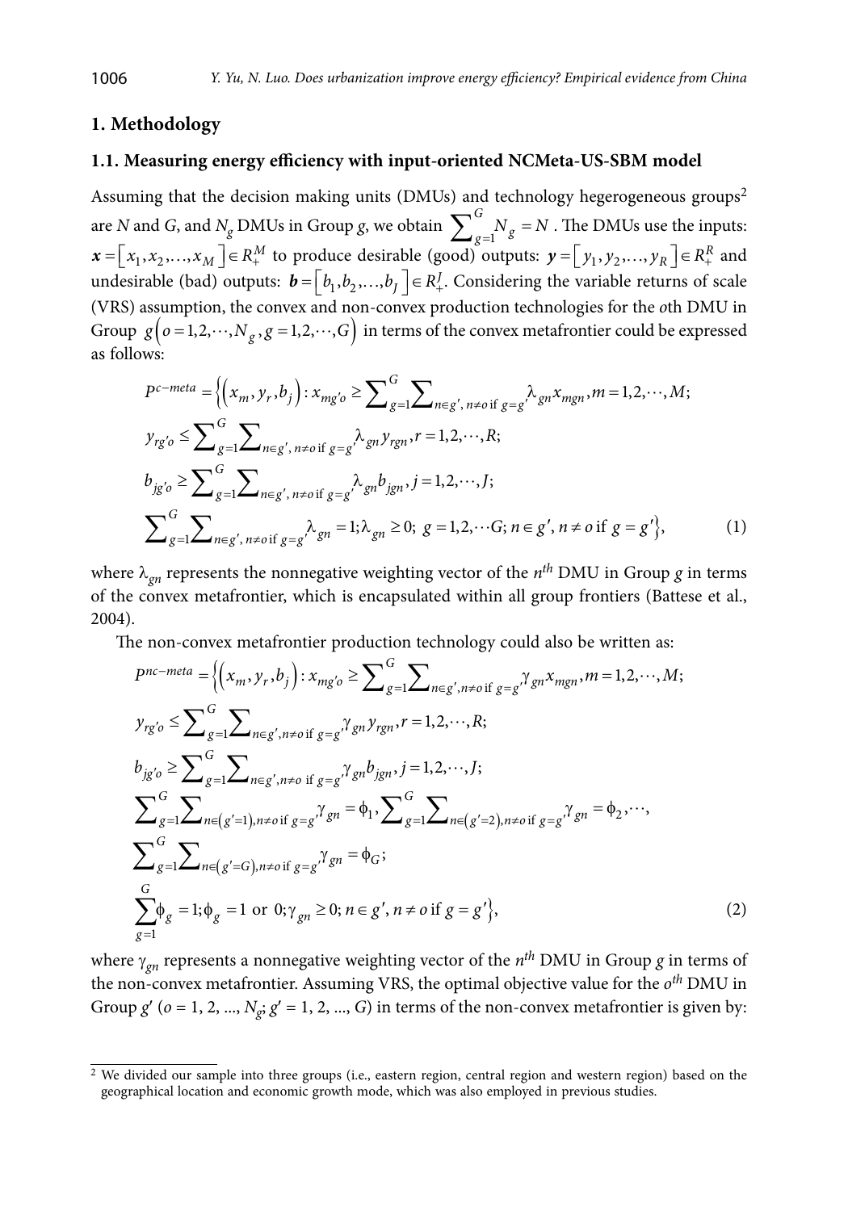## 1. Methodology

### 1.1. Measuring energy efficiency with input-oriented NCMeta-US-SBM model

Assuming that the decision making units (DMUs) and technology hegerogeneous groups[2] are $N$ and $G$, and $N_g$ DMUs in Group $g$, we obtain $\sum_{g=1}^{G} N_g = N$. The DMUs use the inputs: $\boldsymbol{x} = \left[x_1, x_2, \ldots, x_M\right] \in R_+^M$ to produce desirable (good) outputs: $\boldsymbol{y} = \left[y_1, y_2, \ldots, y_R\right] \in R_+^R$ and undesirable (bad) outputs: $\boldsymbol{b} = \left[b_1, b_2, \ldots, b_J\right] \in R_+^J$. Considering the variable returns of scale (VRS) assumption, the convex and non-convex production technologies for the $o$th DMU in Group $g\left(o = 1, 2, \cdots, N_g, g = 1, 2, \cdots, G\right)$ in terms of the convex metafrontier could be expressed as follows:

$$
\begin{aligned}
P^{c-meta} = \Big\{ \left(x_m, y_r, b_j\right) : \; & x_{mg'o} \geq \sum_{g=1}^{G} \sum_{n \in g',\, n \neq o \text{ if } g = g'} \lambda_{gn} x_{mgn}, m = 1, 2, \cdots, M; \\
& y_{rg'o} \leq \sum_{g=1}^{G} \sum_{n \in g',\, n \neq o \text{ if } g = g'} \lambda_{gn} y_{rgn}, r = 1, 2, \cdots, R; \\
& b_{jg'o} \geq \sum_{g=1}^{G} \sum_{n \in g',\, n \neq o \text{ if } g = g'} \lambda_{gn} b_{jgn}, j = 1, 2, \cdots, J; \\
& \sum_{g=1}^{G} \sum_{n \in g',\, n \neq o \text{ if } g = g'} \lambda_{gn} = 1; \lambda_{gn} \geq 0;\; g = 1, 2, \cdots G; n \in g', n \neq o \text{ if } g = g' \Big\},
\end{aligned} \tag{1}
$$

where $\lambda_{gn}$ represents the nonnegative weighting vector of the $n^{th}$ DMU in Group $g$ in terms of the convex metafrontier, which is encapsulated within all group frontiers (Battese et al., 2004).

The non-convex metafrontier production technology could also be written as:

$$
\begin{aligned}
P^{nc-meta} = \Big\{ \left(x_m, y_r, b_j\right) : \; & x_{mg'o} \geq \sum_{g=1}^{G} \sum_{n \in g', n \neq o \text{ if } g = g'} \gamma_{gn} x_{mgn}, m = 1, 2, \cdots, M; \\
& y_{rg'o} \leq \sum_{g=1}^{G} \sum_{n \in g', n \neq o \text{ if } g = g'} \gamma_{gn} y_{rgn}, r = 1, 2, \cdots, R; \\
& b_{jg'o} \geq \sum_{g=1}^{G} \sum_{n \in g', n \neq o \text{ if } g = g'} \gamma_{gn} b_{jgn}, j = 1, 2, \cdots, J; \\
& \sum_{g=1}^{G} \sum_{n \in \left(g'=1\right), n \neq o \text{ if } g = g'} \gamma_{gn} = \phi_1, \sum_{g=1}^{G} \sum_{n \in \left(g'=2\right), n \neq o \text{ if } g = g'} \gamma_{gn} = \phi_2, \cdots, \\
& \sum_{g=1}^{G} \sum_{n \in \left(g'=G\right), n \neq o \text{ if } g = g'} \gamma_{gn} = \phi_G; \\
& \sum_{g=1}^{G} \phi_g = 1; \phi_g = 1 \text{ or } 0; \gamma_{gn} \geq 0; n \in g', n \neq o \text{ if } g = g' \Big\},
\end{aligned} \tag{2}
$$

where $\gamma_{gn}$ represents a nonnegative weighting vector of the $n^{th}$ DMU in Group $g$ in terms of the non-convex metafrontier. Assuming VRS, the optimal objective value for the $o^{th}$ DMU in Group $g'$ ($o = 1, 2, \ldots, N_g$; $g' = 1, 2, \ldots, G$) in terms of the non-convex metafrontier is given by:

---

[2] We divided our sample into three groups (i.e., eastern region, central region and western region) based on the geographical location and economic growth mode, which was also employed in previous studies.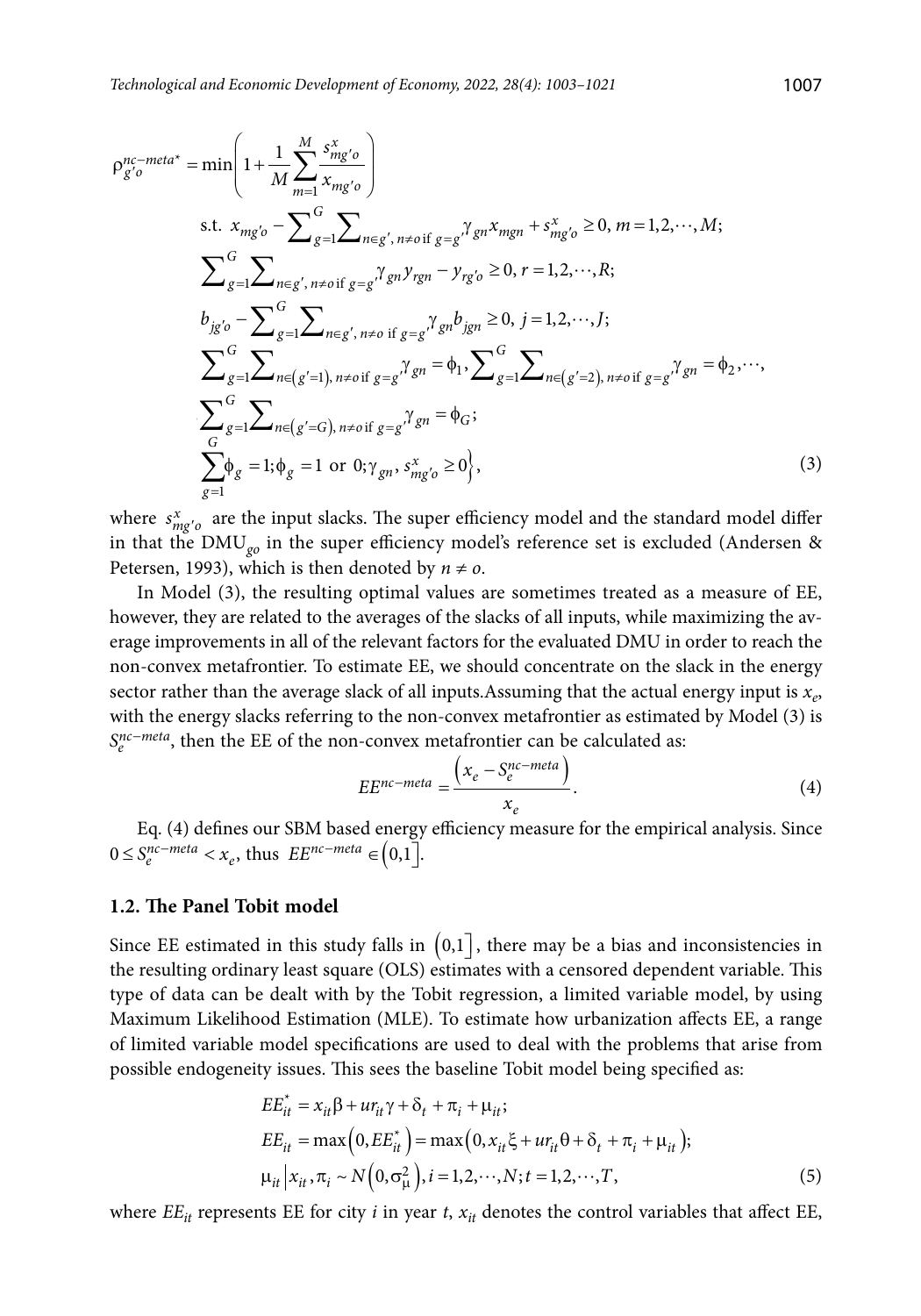$$
\rho_{g'o}^{nc-meta*} = \min\left(1 + \frac{1}{M}\sum_{m=1}^{M}\frac{s_{mg'o}^{x}}{x_{mg'o}}\right.
$$

$$
\text{s.t. } x_{mg'o} - \sum_{g=1}^{G}\sum_{n\in g',\, n\neq o \text{ if } g=g'}\gamma_{gn}x_{mgn} + s_{mg'o}^{x} \geq 0,\ m = 1,2,\cdots,M;
$$

$$
\sum_{g=1}^{G}\sum_{n\in g',\, n\neq o \text{ if } g=g'}\gamma_{gn}y_{rgn} - y_{rg'o} \geq 0,\ r = 1,2,\cdots,R;
$$

$$
b_{jg'o} - \sum_{g=1}^{G}\sum_{n\in g',\, n\neq o \text{ if } g=g'}\gamma_{gn}b_{jgn} \geq 0,\ j = 1,2,\cdots,J;
$$

$$
\sum_{g=1}^{G}\sum_{n\in (g'=1),\, n\neq o \text{ if } g=g'}\gamma_{gn} = \phi_1, \sum_{g=1}^{G}\sum_{n\in (g'=2),\, n\neq o \text{ if } g=g'}\gamma_{gn} = \phi_2, \cdots,
$$

$$
\sum_{g=1}^{G}\sum_{n\in (g'=G),\, n\neq o \text{ if } g=g'}\gamma_{gn} = \phi_G;
$$

$$
\left.\sum_{g=1}^{G}\phi_g = 1; \phi_g = 1 \text{ or } 0; \gamma_{gn}, s_{mg'o}^{x} \geq 0\right\}, \tag{3}
$$

where $s_{mg'o}^{x}$ are the input slacks. The super efficiency model and the standard model differ in that the $\text{DMU}_{go}$ in the super efficiency model's reference set is excluded (Andersen & Petersen, 1993), which is then denoted by $n \neq o$.

In Model (3), the resulting optimal values are sometimes treated as a measure of EE, however, they are related to the averages of the slacks of all inputs, while maximizing the average improvements in all of the relevant factors for the evaluated DMU in order to reach the non-convex metafrontier. To estimate EE, we should concentrate on the slack in the energy sector rather than the average slack of all inputs.Assuming that the actual energy input is $x_e$, with the energy slacks referring to the non-convex metafrontier as estimated by Model (3) is $S_e^{nc-meta}$, then the EE of the non-convex metafrontier can be calculated as:

$$
EE^{nc-meta} = \frac{\left(x_e - S_e^{nc-meta}\right)}{x_e}. \tag{4}
$$

Eq. (4) defines our SBM based energy efficiency measure for the empirical analysis. Since $0 \leq S_e^{nc-meta} < x_e$, thus $EE^{nc-meta} \in \left(0,1\right]$.

### 1.2. The Panel Tobit model

Since EE estimated in this study falls in $\left(0,1\right]$, there may be a bias and inconsistencies in the resulting ordinary least square (OLS) estimates with a censored dependent variable. This type of data can be dealt with by the Tobit regression, a limited variable model, by using Maximum Likelihood Estimation (MLE). To estimate how urbanization affects EE, a range of limited variable model specifications are used to deal with the problems that arise from possible endogeneity issues. This sees the baseline Tobit model being specified as:

$$
\begin{aligned}
&EE_{it}^{*} = x_{it}\beta + ur_{it}\gamma + \delta_t + \pi_i + \mu_{it};\\
&EE_{it} = \max\left(0, EE_{it}^{*}\right) = \max\left(0, x_{it}\xi + ur_{it}\theta + \delta_t + \pi_i + \mu_{it}\right);\\
&\mu_{it}\left|x_{it}, \pi_i \sim N\left(0, \sigma_\mu^2\right), i = 1,2,\cdots,N; t = 1,2,\cdots,T,\right.
\end{aligned} \tag{5}
$$

where $EE_{it}$ represents EE for city $i$ in year $t$, $x_{it}$ denotes the control variables that affect EE,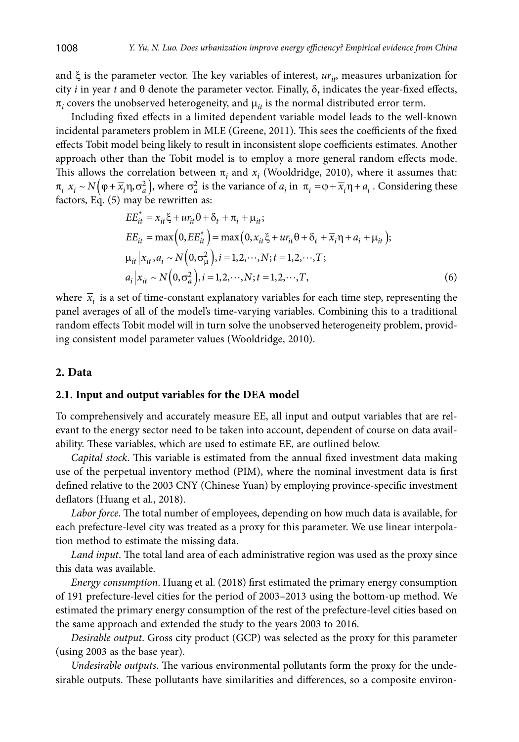and $\xi$ is the parameter vector. The key variables of interest, $ur_{it}$, measures urbanization for city $i$ in year $t$ and $\theta$ denote the parameter vector. Finally, $\delta_t$ indicates the year-fixed effects, $\pi_i$ covers the unobserved heterogeneity, and $\mu_{it}$ is the normal distributed error term.

Including fixed effects in a limited dependent variable model leads to the well-known incidental parameters problem in MLE (Greene, 2011). This sees the coefficients of the fixed effects Tobit model being likely to result in inconsistent slope coefficients estimates. Another approach other than the Tobit model is to employ a more general random effects mode. This allows the correlation between $\pi_i$ and $x_i$ (Wooldridge, 2010), where it assumes that: $\pi_i \left| x_i \sim N\left(\varphi + \overline{x}_i\eta, \sigma_a^2\right)\right.$, where $\sigma_a^2$ is the variance of $a_i$ in $\pi_i = \varphi + \overline{x}_i\eta + a_i$. Considering these factors, Eq. (5) may be rewritten as:

$$
\begin{aligned}
&EE_{it}^{*} = x_{it}\xi + ur_{it}\theta + \delta_t + \pi_i + \mu_{it};\\
&EE_{it} = \max\left(0, EE_{it}^{*}\right) = \max\left(0, x_{it}\xi + ur_{it}\theta + \delta_t + \overline{x}_i\eta + a_i + \mu_{it}\right);\\
&\mu_{it} \left| x_{it}, a_i \sim N\left(0, \sigma_\mu^2\right)\right., i = 1,2,\cdots,N; t = 1,2,\cdots,T;\\
&a_i \left| x_{it} \sim N\left(0, \sigma_a^2\right)\right., i = 1,2,\cdots,N; t = 1,2,\cdots,T,
\end{aligned} \tag{6}
$$

where $\overline{x}_i$ is a set of time-constant explanatory variables for each time step, representing the panel averages of all of the model's time-varying variables. Combining this to a traditional random effects Tobit model will in turn solve the unobserved heterogeneity problem, providing consistent model parameter values (Wooldridge, 2010).

## 2. Data

### 2.1. Input and output variables for the DEA model

To comprehensively and accurately measure EE, all input and output variables that are relevant to the energy sector need to be taken into account, dependent of course on data availability. These variables, which are used to estimate EE, are outlined below.

*Capital stock*. This variable is estimated from the annual fixed investment data making use of the perpetual inventory method (PIM), where the nominal investment data is first defined relative to the 2003 CNY (Chinese Yuan) by employing province-specific investment deflators (Huang et al., 2018).

*Labor force*. The total number of employees, depending on how much data is available, for each prefecture-level city was treated as a proxy for this parameter. We use linear interpolation method to estimate the missing data.

*Land input*. The total land area of each administrative region was used as the proxy since this data was available.

*Energy consumption*. Huang et al. (2018) first estimated the primary energy consumption of 191 prefecture-level cities for the period of 2003–2013 using the bottom-up method. We estimated the primary energy consumption of the rest of the prefecture-level cities based on the same approach and extended the study to the years 2003 to 2016.

*Desirable output*. Gross city product (GCP) was selected as the proxy for this parameter (using 2003 as the base year).

*Undesirable outputs*. The various environmental pollutants form the proxy for the undesirable outputs. These pollutants have similarities and differences, so a composite environ-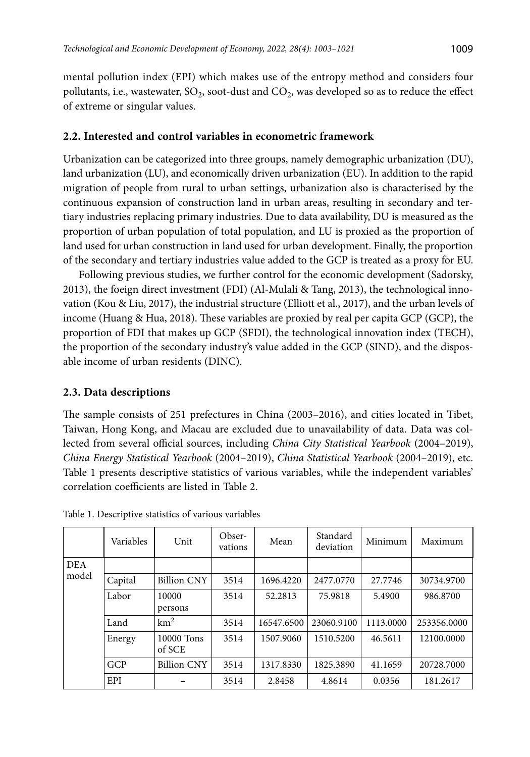mental pollution index (EPI) which makes use of the entropy method and considers four pollutants, i.e., wastewater, $SO_2$, soot-dust and $CO_2$, was developed so as to reduce the effect of extreme or singular values.

### 2.2. Interested and control variables in econometric framework

Urbanization can be categorized into three groups, namely demographic urbanization (DU), land urbanization (LU), and economically driven urbanization (EU). In addition to the rapid migration of people from rural to urban settings, urbanization also is characterised by the continuous expansion of construction land in urban areas, resulting in secondary and tertiary industries replacing primary industries. Due to data availability, DU is measured as the proportion of urban population of total population, and LU is proxied as the proportion of land used for urban construction in land used for urban development. Finally, the proportion of the secondary and tertiary industries value added to the GCP is treated as a proxy for EU.

Following previous studies, we further control for the economic development (Sadorsky, 2013), the foeign direct investment (FDI) (Al-Mulali & Tang, 2013), the technological innovation (Kou & Liu, 2017), the industrial structure (Elliott et al., 2017), and the urban levels of income (Huang & Hua, 2018). These variables are proxied by real per capita GCP (GCP), the proportion of FDI that makes up GCP (SFDI), the technological innovation index (TECH), the proportion of the secondary industry's value added in the GCP (SIND), and the disposable income of urban residents (DINC).

### 2.3. Data descriptions

The sample consists of 251 prefectures in China (2003–2016), and cities located in Tibet, Taiwan, Hong Kong, and Macau are excluded due to unavailability of data. Data was collected from several official sources, including *China City Statistical Yearbook* (2004–2019), *China Energy Statistical Yearbook* (2004–2019), *China Statistical Yearbook* (2004–2019), etc. Table 1 presents descriptive statistics of various variables, while the independent variables' correlation coefficients are listed in Table 2.

Table 1. Descriptive statistics of various variables

| | Variables | Unit | Observations | Mean | Standard deviation | Minimum | Maximum |
|---|---|---|---|---|---|---|---|
| DEA model | | | | | | | |
| | Capital | Billion CNY | 3514 | 1696.4220 | 2477.0770 | 27.7746 | 30734.9700 |
| | Labor | 10000 persons | 3514 | 52.2813 | 75.9818 | 5.4900 | 986.8700 |
| | Land | $km^2$ | 3514 | 16547.6500 | 23060.9100 | 1113.0000 | 253356.0000 |
| | Energy | 10000 Tons of SCE | 3514 | 1507.9060 | 1510.5200 | 46.5611 | 12100.0000 |
| | GCP | Billion CNY | 3514 | 1317.8330 | 1825.3890 | 41.1659 | 20728.7000 |
| | EPI | – | 3514 | 2.8458 | 4.8614 | 0.0356 | 181.2617 |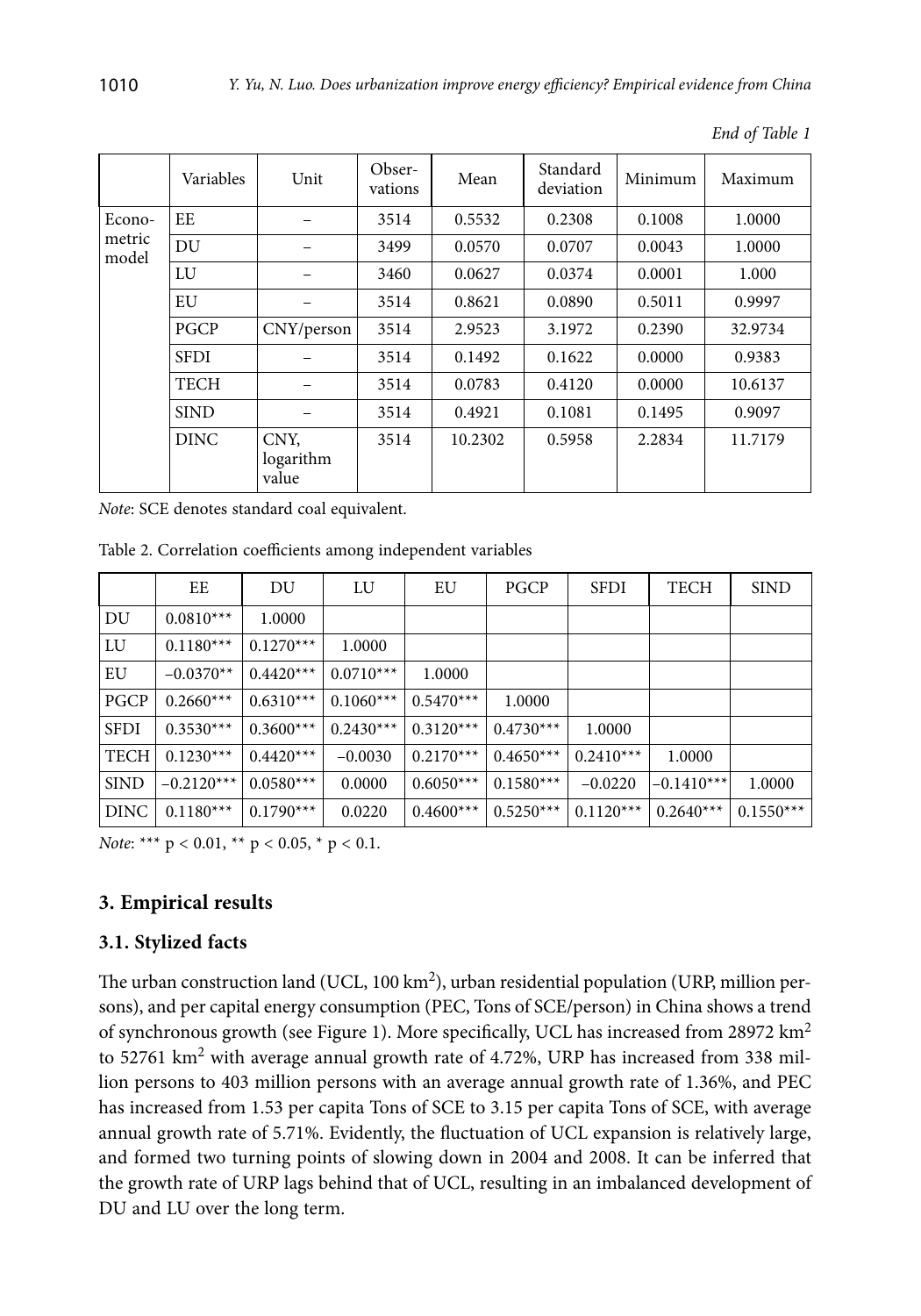*End of Table 1*

| | Variables | Unit | Observations | Mean | Standard deviation | Minimum | Maximum |
|---|---|---|---|---|---|---|---|
| Econometric model | EE | – | 3514 | 0.5532 | 0.2308 | 0.1008 | 1.0000 |
| | DU | – | 3499 | 0.0570 | 0.0707 | 0.0043 | 1.0000 |
| | LU | – | 3460 | 0.0627 | 0.0374 | 0.0001 | 1.000 |
| | EU | – | 3514 | 0.8621 | 0.0890 | 0.5011 | 0.9997 |
| | PGCP | CNY/person | 3514 | 2.9523 | 3.1972 | 0.2390 | 32.9734 |
| | SFDI | – | 3514 | 0.1492 | 0.1622 | 0.0000 | 0.9383 |
| | TECH | – | 3514 | 0.0783 | 0.4120 | 0.0000 | 10.6137 |
| | SIND | – | 3514 | 0.4921 | 0.1081 | 0.1495 | 0.9097 |
| | DINC | CNY, logarithm value | 3514 | 10.2302 | 0.5958 | 2.2834 | 11.7179 |

*Note*: SCE denotes standard coal equivalent.

Table 2. Correlation coefficients among independent variables

| | EE | DU | LU | EU | PGCP | SFDI | TECH | SIND |
|---|---|---|---|---|---|---|---|---|
| DU | 0.0810*** | 1.0000 | | | | | | |
| LU | 0.1180*** | 0.1270*** | 1.0000 | | | | | |
| EU | –0.0370** | 0.4420*** | 0.0710*** | 1.0000 | | | | |
| PGCP | 0.2660*** | 0.6310*** | 0.1060*** | 0.5470*** | 1.0000 | | | |
| SFDI | 0.3530*** | 0.3600*** | 0.2430*** | 0.3120*** | 0.4730*** | 1.0000 | | |
| TECH | 0.1230*** | 0.4420*** | –0.0030 | 0.2170*** | 0.4650*** | 0.2410*** | 1.0000 | |
| SIND | –0.2120*** | 0.0580*** | 0.0000 | 0.6050*** | 0.1580*** | –0.0220 | –0.1410*** | 1.0000 |
| DINC | 0.1180*** | 0.1790*** | 0.0220 | 0.4600*** | 0.5250*** | 0.1120*** | 0.2640*** | 0.1550*** |

*Note*: *** $p < 0.01$, ** $p < 0.05$, * $p < 0.1$.

## 3. Empirical results

### 3.1. Stylized facts

The urban construction land (UCL, 100 km$^2$), urban residential population (URP, million persons), and per capital energy consumption (PEC, Tons of SCE/person) in China shows a trend of synchronous growth (see Figure 1). More specifically, UCL has increased from 28972 km$^2$ to 52761 km$^2$ with average annual growth rate of 4.72%, URP has increased from 338 million persons to 403 million persons with an average annual growth rate of 1.36%, and PEC has increased from 1.53 per capita Tons of SCE to 3.15 per capita Tons of SCE, with average annual growth rate of 5.71%. Evidently, the fluctuation of UCL expansion is relatively large, and formed two turning points of slowing down in 2004 and 2008. It can be inferred that the growth rate of URP lags behind that of UCL, resulting in an imbalanced development of DU and LU over the long term.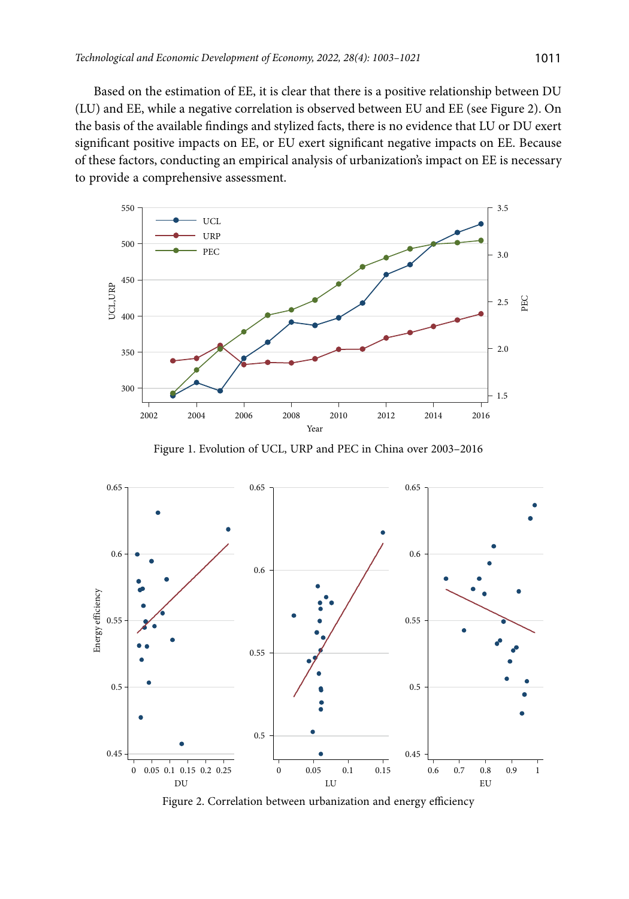Based on the estimation of EE, it is clear that there is a positive relationship between DU (LU) and EE, while a negative correlation is observed between EU and EE (see Figure 2). On the basis of the available findings and stylized facts, there is no evidence that LU or DU exert significant positive impacts on EE, or EU exert significant negative impacts on EE. Because of these factors, conducting an empirical analysis of urbanization's impact on EE is necessary to provide a comprehensive assessment.

Figure 1. Evolution of UCL, URP and PEC in China over 2003–2016

Figure 2. Correlation between urbanization and energy efficiency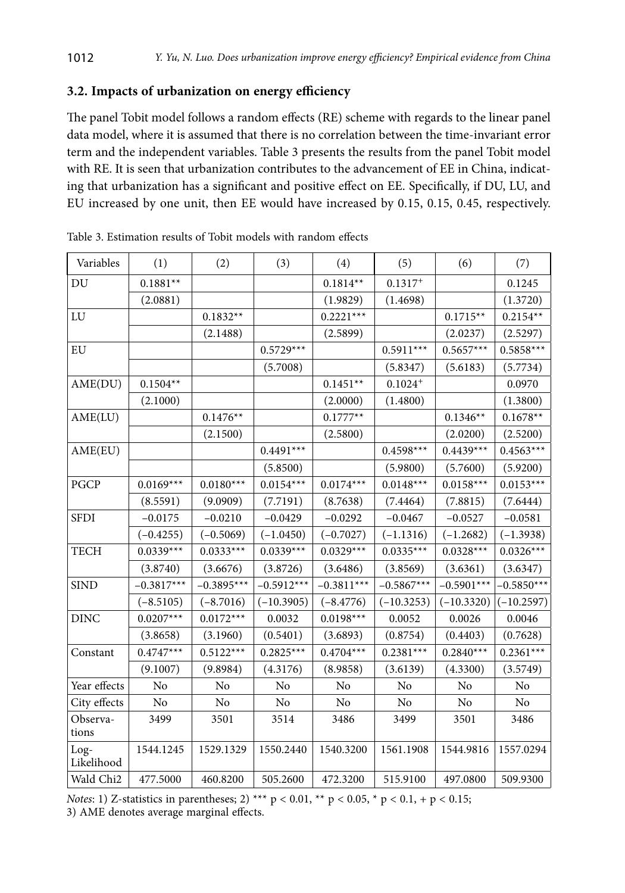### 3.2. Impacts of urbanization on energy efficiency

The panel Tobit model follows a random effects (RE) scheme with regards to the linear panel data model, where it is assumed that there is no correlation between the time-invariant error term and the independent variables. Table 3 presents the results from the panel Tobit model with RE. It is seen that urbanization contributes to the advancement of EE in China, indicating that urbanization has a significant and positive effect on EE. Specifically, if DU, LU, and EU increased by one unit, then EE would have increased by 0.15, 0.15, 0.45, respectively.

Table 3. Estimation results of Tobit models with random effects

| Variables | (1) | (2) | (3) | (4) | (5) | (6) | (7) |
|---|---|---|---|---|---|---|---|
| DU | 0.1881** | | | 0.1814** | 0.1317+ | | 0.1245 |
| | (2.0881) | | | (1.9829) | (1.4698) | | (1.3720) |
| LU | | 0.1832** | | 0.2221*** | | 0.1715** | 0.2154** |
| | | (2.1488) | | (2.5899) | | (2.0237) | (2.5297) |
| EU | | | 0.5729*** | | 0.5911*** | 0.5657*** | 0.5858*** |
| | | | (5.7008) | | (5.8347) | (5.6183) | (5.7734) |
| AME(DU) | 0.1504** | | | 0.1451** | 0.1024+ | | 0.0970 |
| | (2.1000) | | | (2.0000) | (1.4800) | | (1.3800) |
| AME(LU) | | 0.1476** | | 0.1777** | | 0.1346** | 0.1678** |
| | | (2.1500) | | (2.5800) | | (2.0200) | (2.5200) |
| AME(EU) | | | 0.4491*** | | 0.4598*** | 0.4439*** | 0.4563*** |
| | | | (5.8500) | | (5.9800) | (5.7600) | (5.9200) |
| PGCP | 0.0169*** | 0.0180*** | 0.0154*** | 0.0174*** | 0.0148*** | 0.0158*** | 0.0153*** |
| | (8.5591) | (9.0909) | (7.7191) | (8.7638) | (7.4464) | (7.8815) | (7.6444) |
| SFDI | −0.0175 | −0.0210 | −0.0429 | −0.0292 | −0.0467 | −0.0527 | −0.0581 |
| | (−0.4255) | (−0.5069) | (−1.0450) | (−0.7027) | (−1.1316) | (−1.2682) | (−1.3938) |
| TECH | 0.0339*** | 0.0333*** | 0.0339*** | 0.0329*** | 0.0335*** | 0.0328*** | 0.0326*** |
| | (3.8740) | (3.6676) | (3.8726) | (3.6486) | (3.8569) | (3.6361) | (3.6347) |
| SIND | −0.3817*** | −0.3895*** | −0.5912*** | −0.3811*** | −0.5867*** | −0.5901*** | −0.5850*** |
| | (−8.5105) | (−8.7016) | (−10.3905) | (−8.4776) | (−10.3253) | (−10.3320) | (−10.2597) |
| DINC | 0.0207*** | 0.0172*** | 0.0032 | 0.0198*** | 0.0052 | 0.0026 | 0.0046 |
| | (3.8658) | (3.1960) | (0.5401) | (3.6893) | (0.8754) | (0.4403) | (0.7628) |
| Constant | 0.4747*** | 0.5122*** | 0.2825*** | 0.4704*** | 0.2381*** | 0.2840*** | 0.2361*** |
| | (9.1007) | (9.8984) | (4.3176) | (8.9858) | (3.6139) | (4.3300) | (3.5749) |
| Year effects | No | No | No | No | No | No | No |
| City effects | No | No | No | No | No | No | No |
| Observations | 3499 | 3501 | 3514 | 3486 | 3499 | 3501 | 3486 |
| Log-Likelihood | 1544.1245 | 1529.1329 | 1550.2440 | 1540.3200 | 1561.1908 | 1544.9816 | 1557.0294 |
| Wald Chi2 | 477.5000 | 460.8200 | 505.2600 | 472.3200 | 515.9100 | 497.0800 | 509.9300 |

*Notes*: 1) Z-statistics in parentheses; 2) *** $p < 0.01$, ** $p < 0.05$, * $p < 0.1$, + $p < 0.15$;
3) AME denotes average marginal effects.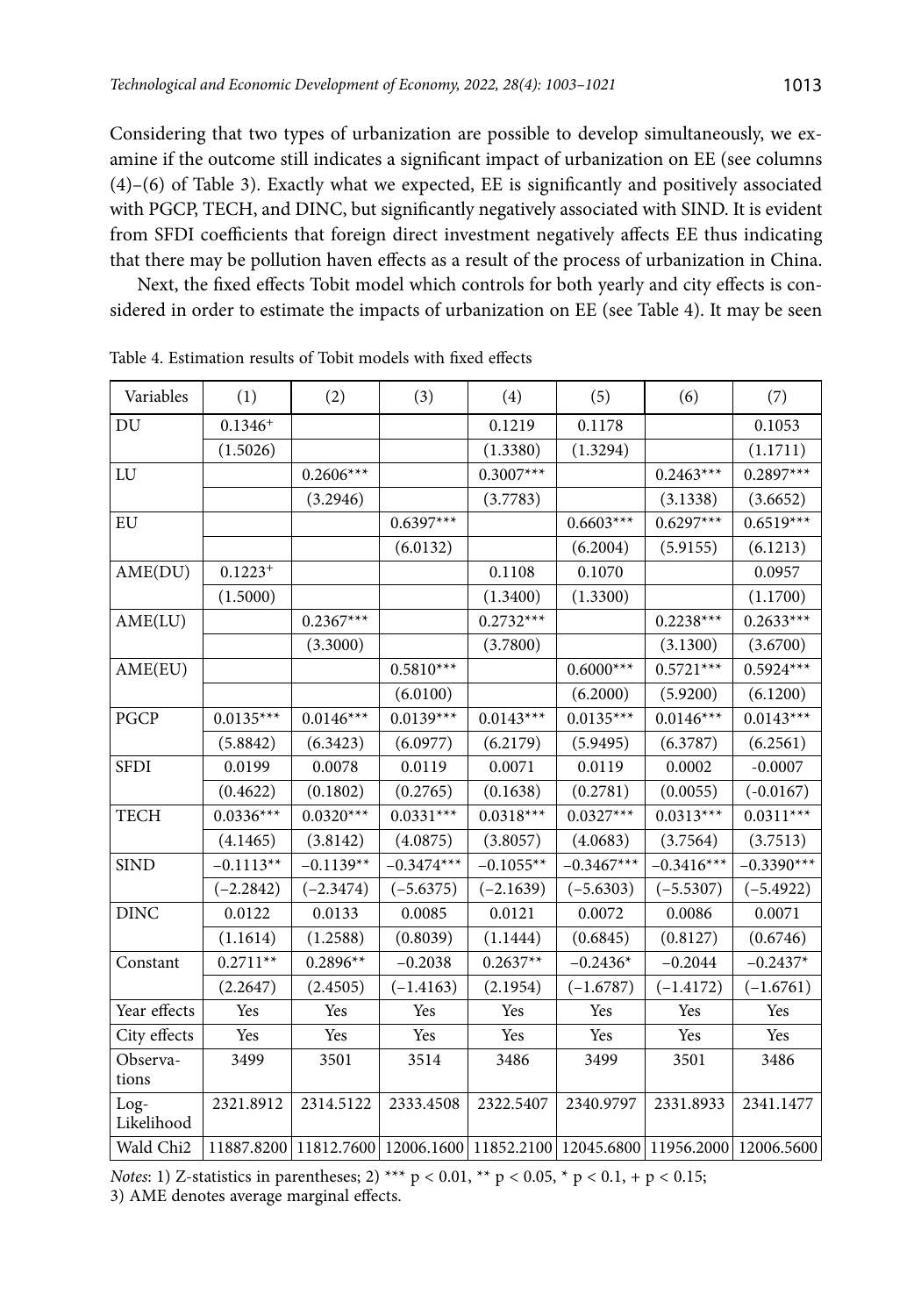Considering that two types of urbanization are possible to develop simultaneously, we examine if the outcome still indicates a significant impact of urbanization on EE (see columns (4)–(6) of Table 3). Exactly what we expected, EE is significantly and positively associated with PGCP, TECH, and DINC, but significantly negatively associated with SIND. It is evident from SFDI coefficients that foreign direct investment negatively affects EE thus indicating that there may be pollution haven effects as a result of the process of urbanization in China.

Next, the fixed effects Tobit model which controls for both yearly and city effects is considered in order to estimate the impacts of urbanization on EE (see Table 4). It may be seen

Table 4. Estimation results of Tobit models with fixed effects

| Variables | (1) | (2) | (3) | (4) | (5) | (6) | (7) |
|---|---|---|---|---|---|---|---|
| DU | 0.1346+ | | | 0.1219 | 0.1178 | | 0.1053 |
| | (1.5026) | | | (1.3380) | (1.3294) | | (1.1711) |
| LU | | 0.2606*** | | 0.3007*** | | 0.2463*** | 0.2897*** |
| | | (3.2946) | | (3.7783) | | (3.1338) | (3.6652) |
| EU | | | 0.6397*** | | 0.6603*** | 0.6297*** | 0.6519*** |
| | | | (6.0132) | | (6.2004) | (5.9155) | (6.1213) |
| AME(DU) | 0.1223+ | | | 0.1108 | 0.1070 | | 0.0957 |
| | (1.5000) | | | (1.3400) | (1.3300) | | (1.1700) |
| AME(LU) | | 0.2367*** | | 0.2732*** | | 0.2238*** | 0.2633*** |
| | | (3.3000) | | (3.7800) | | (3.1300) | (3.6700) |
| AME(EU) | | | 0.5810*** | | 0.6000*** | 0.5721*** | 0.5924*** |
| | | | (6.0100) | | (6.2000) | (5.9200) | (6.1200) |
| PGCP | 0.0135*** | 0.0146*** | 0.0139*** | 0.0143*** | 0.0135*** | 0.0146*** | 0.0143*** |
| | (5.8842) | (6.3423) | (6.0977) | (6.2179) | (5.9495) | (6.3787) | (6.2561) |
| SFDI | 0.0199 | 0.0078 | 0.0119 | 0.0071 | 0.0119 | 0.0002 | -0.0007 |
| | (0.4622) | (0.1802) | (0.2765) | (0.1638) | (0.2781) | (0.0055) | (-0.0167) |
| TECH | 0.0336*** | 0.0320*** | 0.0331*** | 0.0318*** | 0.0327*** | 0.0313*** | 0.0311*** |
| | (4.1465) | (3.8142) | (4.0875) | (3.8057) | (4.0683) | (3.7564) | (3.7513) |
| SIND | −0.1113** | −0.1139** | −0.3474*** | −0.1055** | −0.3467*** | −0.3416*** | −0.3390*** |
| | (−2.2842) | (−2.3474) | (−5.6375) | (−2.1639) | (−5.6303) | (−5.5307) | (−5.4922) |
| DINC | 0.0122 | 0.0133 | 0.0085 | 0.0121 | 0.0072 | 0.0086 | 0.0071 |
| | (1.1614) | (1.2588) | (0.8039) | (1.1444) | (0.6845) | (0.8127) | (0.6746) |
| Constant | 0.2711** | 0.2896** | −0.2038 | 0.2637** | −0.2436* | −0.2044 | −0.2437* |
| | (2.2647) | (2.4505) | (−1.4163) | (2.1954) | (−1.6787) | (−1.4172) | (−1.6761) |
| Year effects | Yes | Yes | Yes | Yes | Yes | Yes | Yes |
| City effects | Yes | Yes | Yes | Yes | Yes | Yes | Yes |
| Observations | 3499 | 3501 | 3514 | 3486 | 3499 | 3501 | 3486 |
| Log-Likelihood | 2321.8912 | 2314.5122 | 2333.4508 | 2322.5407 | 2340.9797 | 2331.8933 | 2341.1477 |
| Wald Chi2 | 11887.8200 | 11812.7600 | 12006.1600 | 11852.2100 | 12045.6800 | 11956.2000 | 12006.5600 |

*Notes*: 1) Z-statistics in parentheses; 2) *** $p < 0.01$, ** $p < 0.05$, * $p < 0.1$, + $p < 0.15$;
3) AME denotes average marginal effects.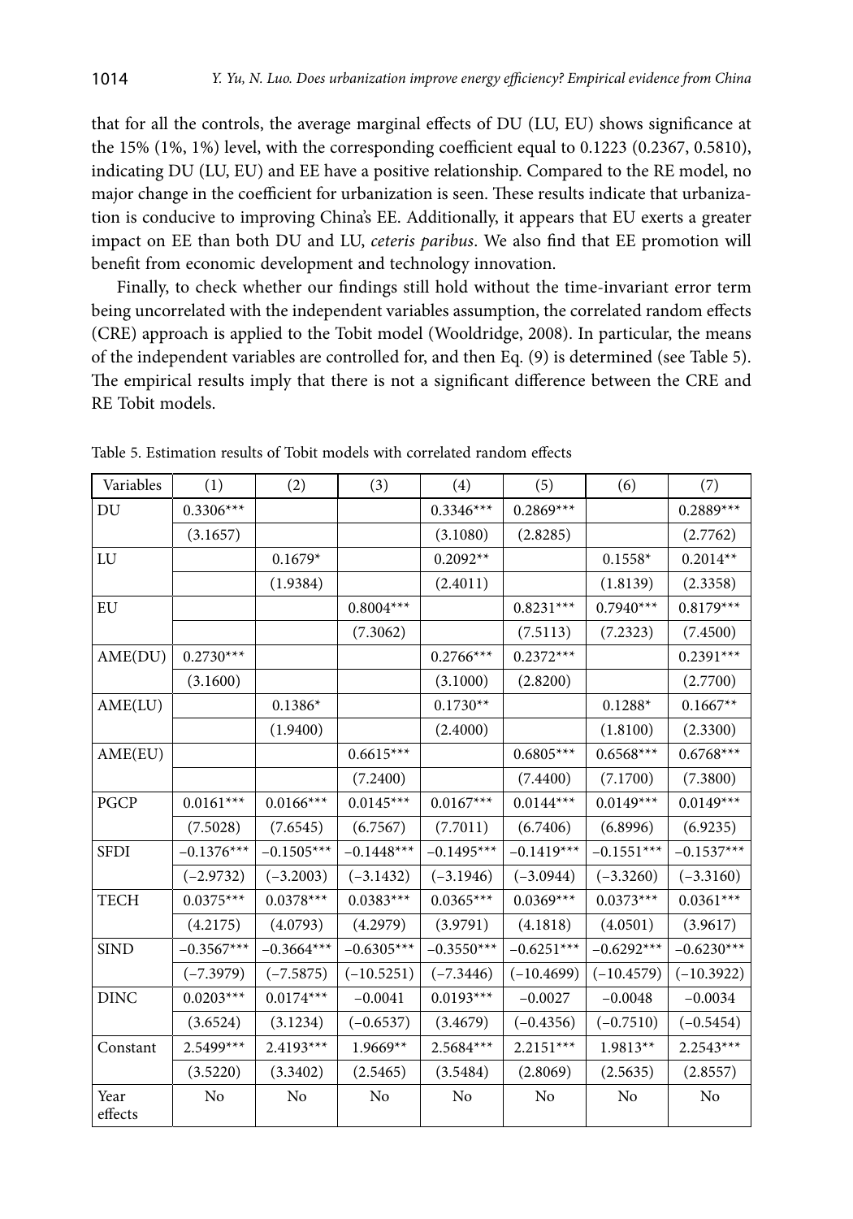that for all the controls, the average marginal effects of DU (LU, EU) shows significance at the 15% (1%, 1%) level, with the corresponding coefficient equal to 0.1223 (0.2367, 0.5810), indicating DU (LU, EU) and EE have a positive relationship. Compared to the RE model, no major change in the coefficient for urbanization is seen. These results indicate that urbanization is conducive to improving China's EE. Additionally, it appears that EU exerts a greater impact on EE than both DU and LU, *ceteris paribus*. We also find that EE promotion will benefit from economic development and technology innovation.

Finally, to check whether our findings still hold without the time-invariant error term being uncorrelated with the independent variables assumption, the correlated random effects (CRE) approach is applied to the Tobit model (Wooldridge, 2008). In particular, the means of the independent variables are controlled for, and then Eq. (9) is determined (see Table 5). The empirical results imply that there is not a significant difference between the CRE and RE Tobit models.

Table 5. Estimation results of Tobit models with correlated random effects

| Variables | (1) | (2) | (3) | (4) | (5) | (6) | (7) |
|---|---|---|---|---|---|---|---|
| DU | 0.3306*** | | | 0.3346*** | 0.2869*** | | 0.2889*** |
| | (3.1657) | | | (3.1080) | (2.8285) | | (2.7762) |
| LU | | 0.1679* | | 0.2092** | | 0.1558* | 0.2014** |
| | | (1.9384) | | (2.4011) | | (1.8139) | (2.3358) |
| EU | | | 0.8004*** | | 0.8231*** | 0.7940*** | 0.8179*** |
| | | | (7.3062) | | (7.5113) | (7.2323) | (7.4500) |
| AME(DU) | 0.2730*** | | | 0.2766*** | 0.2372*** | | 0.2391*** |
| | (3.1600) | | | (3.1000) | (2.8200) | | (2.7700) |
| AME(LU) | | 0.1386* | | 0.1730** | | 0.1288* | 0.1667** |
| | | (1.9400) | | (2.4000) | | (1.8100) | (2.3300) |
| AME(EU) | | | 0.6615*** | | 0.6805*** | 0.6568*** | 0.6768*** |
| | | | (7.2400) | | (7.4400) | (7.1700) | (7.3800) |
| PGCP | 0.0161*** | 0.0166*** | 0.0145*** | 0.0167*** | 0.0144*** | 0.0149*** | 0.0149*** |
| | (7.5028) | (7.6545) | (6.7567) | (7.7011) | (6.7406) | (6.8996) | (6.9235) |
| SFDI | −0.1376*** | −0.1505*** | −0.1448*** | −0.1495*** | −0.1419*** | −0.1551*** | −0.1537*** |
| | (−2.9732) | (−3.2003) | (−3.1432) | (−3.1946) | (−3.0944) | (−3.3260) | (−3.3160) |
| TECH | 0.0375*** | 0.0378*** | 0.0383*** | 0.0365*** | 0.0369*** | 0.0373*** | 0.0361*** |
| | (4.2175) | (4.0793) | (4.2979) | (3.9791) | (4.1818) | (4.0501) | (3.9617) |
| SIND | −0.3567*** | −0.3664*** | −0.6305*** | −0.3550*** | −0.6251*** | −0.6292*** | −0.6230*** |
| | (−7.3979) | (−7.5875) | (−10.5251) | (−7.3446) | (−10.4699) | (−10.4579) | (−10.3922) |
| DINC | 0.0203*** | 0.0174*** | −0.0041 | 0.0193*** | −0.0027 | −0.0048 | −0.0034 |
| | (3.6524) | (3.1234) | (−0.6537) | (3.4679) | (−0.4356) | (−0.7510) | (−0.5454) |
| Constant | 2.5499*** | 2.4193*** | 1.9669** | 2.5684*** | 2.2151*** | 1.9813** | 2.2543*** |
| | (3.5220) | (3.3402) | (2.5465) | (3.5484) | (2.8069) | (2.5635) | (2.8557) |
| Year effects | No | No | No | No | No | No | No |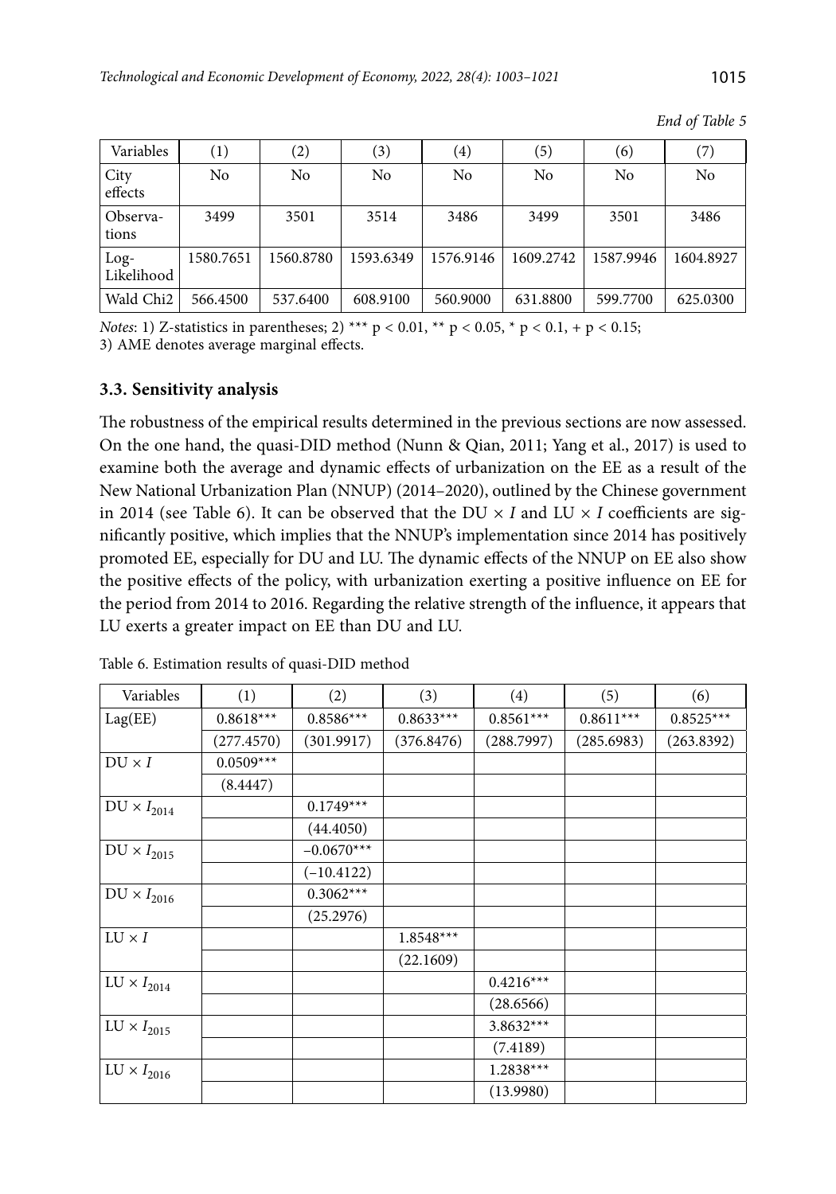*End of Table 5*

| Variables | (1) | (2) | (3) | (4) | (5) | (6) | (7) |
|---|---|---|---|---|---|---|---|
| City effects | No | No | No | No | No | No | No |
| Observations | 3499 | 3501 | 3514 | 3486 | 3499 | 3501 | 3486 |
| Log-Likelihood | 1580.7651 | 1560.8780 | 1593.6349 | 1576.9146 | 1609.2742 | 1587.9946 | 1604.8927 |
| Wald Chi2 | 566.4500 | 537.6400 | 608.9100 | 560.9000 | 631.8800 | 599.7700 | 625.0300 |

*Notes*: 1) Z-statistics in parentheses; 2) *** $p < 0.01$, ** $p < 0.05$, * $p < 0.1$, + $p < 0.15$;
3) AME denotes average marginal effects.

### 3.3. Sensitivity analysis

The robustness of the empirical results determined in the previous sections are now assessed. On the one hand, the quasi-DID method (Nunn & Qian, 2011; Yang et al., 2017) is used to examine both the average and dynamic effects of urbanization on the EE as a result of the New National Urbanization Plan (NNUP) (2014–2020), outlined by the Chinese government in 2014 (see Table 6). It can be observed that the DU × $I$ and LU × $I$ coefficients are significantly positive, which implies that the NNUP's implementation since 2014 has positively promoted EE, especially for DU and LU. The dynamic effects of the NNUP on EE also show the positive effects of the policy, with urbanization exerting a positive influence on EE for the period from 2014 to 2016. Regarding the relative strength of the influence, it appears that LU exerts a greater impact on EE than DU and LU.

Table 6. Estimation results of quasi-DID method

| Variables | (1) | (2) | (3) | (4) | (5) | (6) |
|---|---|---|---|---|---|---|
| Lag(EE) | 0.8618*** | 0.8586*** | 0.8633*** | 0.8561*** | 0.8611*** | 0.8525*** |
| | (277.4570) | (301.9917) | (376.8476) | (288.7997) | (285.6983) | (263.8392) |
| DU × $I$ | 0.0509*** | | | | | |
| | (8.4447) | | | | | |
| DU × $I_{2014}$ | | 0.1749*** | | | | |
| | | (44.4050) | | | | |
| DU × $I_{2015}$ | | −0.0670*** | | | | |
| | | (−10.4122) | | | | |
| DU × $I_{2016}$ | | 0.3062*** | | | | |
| | | (25.2976) | | | | |
| LU × $I$ | | | 1.8548*** | | | |
| | | | (22.1609) | | | |
| LU × $I_{2014}$ | | | | 0.4216*** | | |
| | | | | (28.6566) | | |
| LU × $I_{2015}$ | | | | 3.8632*** | | |
| | | | | (7.4189) | | |
| LU × $I_{2016}$ | | | | 1.2838*** | | |
| | | | | (13.9980) | | |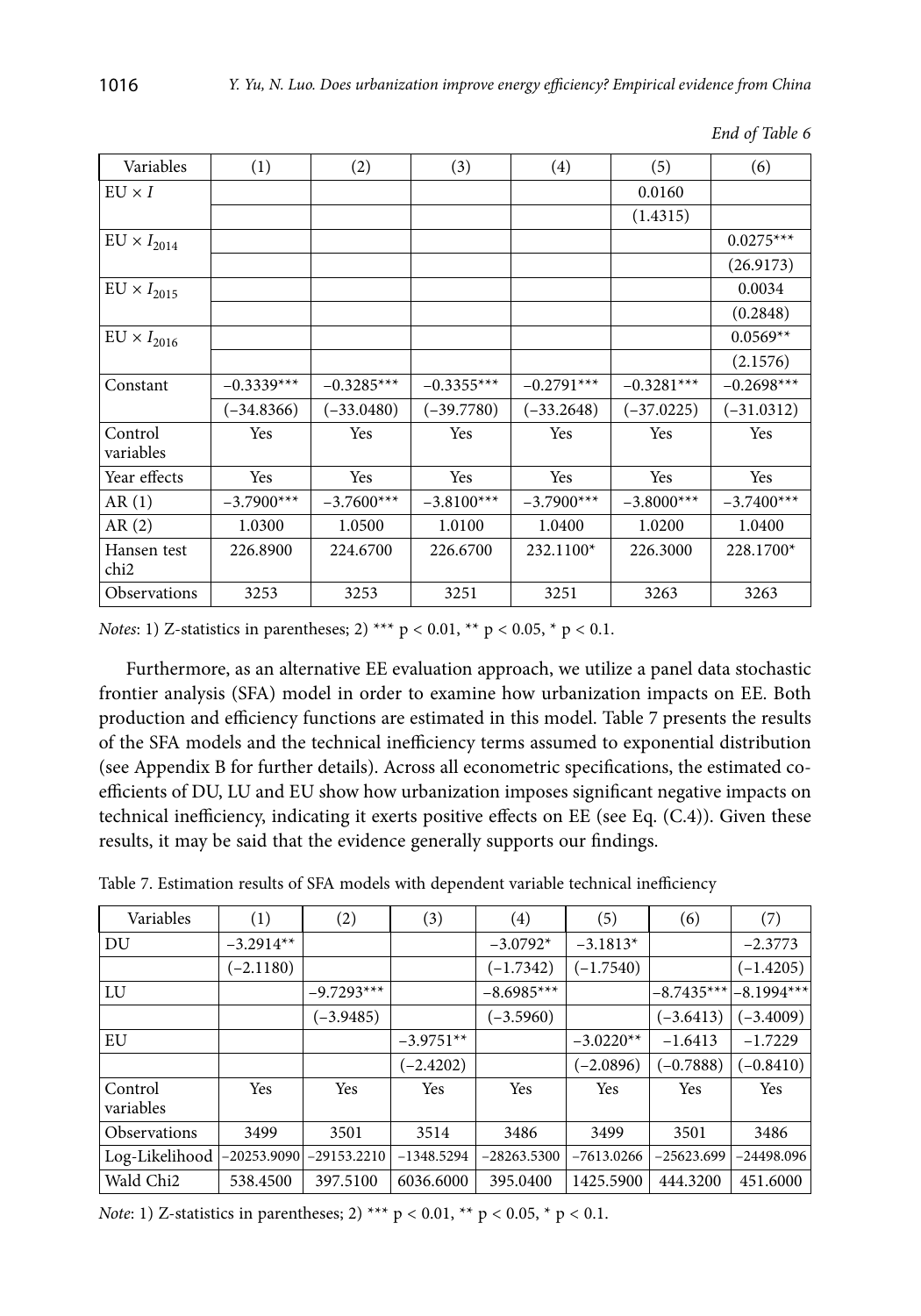*End of Table 6*

| Variables | (1) | (2) | (3) | (4) | (5) | (6) |
|---|---|---|---|---|---|---|
| EU × $I$ | | | | | 0.0160 | |
| | | | | | (1.4315) | |
| EU × $I_{2014}$ | | | | | | 0.0275*** |
| | | | | | | (26.9173) |
| EU × $I_{2015}$ | | | | | | 0.0034 |
| | | | | | | (0.2848) |
| EU × $I_{2016}$ | | | | | | 0.0569** |
| | | | | | | (2.1576) |
| Constant | −0.3339*** | −0.3285*** | −0.3355*** | −0.2791*** | −0.3281*** | −0.2698*** |
| | (−34.8366) | (−33.0480) | (−39.7780) | (−33.2648) | (−37.0225) | (−31.0312) |
| Control variables | Yes | Yes | Yes | Yes | Yes | Yes |
| Year effects | Yes | Yes | Yes | Yes | Yes | Yes |
| AR (1) | −3.7900*** | −3.7600*** | −3.8100*** | −3.7900*** | −3.8000*** | −3.7400*** |
| AR (2) | 1.0300 | 1.0500 | 1.0100 | 1.0400 | 1.0200 | 1.0400 |
| Hansen test chi2 | 226.8900 | 224.6700 | 226.6700 | 232.1100* | 226.3000 | 228.1700* |
| Observations | 3253 | 3253 | 3251 | 3251 | 3263 | 3263 |

*Notes*: 1) Z-statistics in parentheses; 2) *** $p < 0.01$, ** $p < 0.05$, * $p < 0.1$.

Furthermore, as an alternative EE evaluation approach, we utilize a panel data stochastic frontier analysis (SFA) model in order to examine how urbanization impacts on EE. Both production and efficiency functions are estimated in this model. Table 7 presents the results of the SFA models and the technical inefficiency terms assumed to exponential distribution (see Appendix B for further details). Across all econometric specifications, the estimated coefficients of DU, LU and EU show how urbanization imposes significant negative impacts on technical inefficiency, indicating it exerts positive effects on EE (see Eq. (C.4)). Given these results, it may be said that the evidence generally supports our findings.

Table 7. Estimation results of SFA models with dependent variable technical inefficiency

| Variables | (1) | (2) | (3) | (4) | (5) | (6) | (7) |
|---|---|---|---|---|---|---|---|
| DU | −3.2914** | | | −3.0792* | −3.1813* | | −2.3773 |
| | (−2.1180) | | | (−1.7342) | (−1.7540) | | (−1.4205) |
| LU | | −9.7293*** | | −8.6985*** | | −8.7435*** | −8.1994*** |
| | | (−3.9485) | | (−3.5960) | | (−3.6413) | (−3.4009) |
| EU | | | −3.9751** | | −3.0220** | −1.6413 | −1.7229 |
| | | | (−2.4202) | | (−2.0896) | (−0.7888) | (−0.8410) |
| Control variables | Yes | Yes | Yes | Yes | Yes | Yes | Yes |
| Observations | 3499 | 3501 | 3514 | 3486 | 3499 | 3501 | 3486 |
| Log-Likelihood | −20253.9090 | −29153.2210 | −1348.5294 | −28263.5300 | −7613.0266 | −25623.699 | −24498.096 |
| Wald Chi2 | 538.4500 | 397.5100 | 6036.6000 | 395.0400 | 1425.5900 | 444.3200 | 451.6000 |

*Note*: 1) Z-statistics in parentheses; 2) *** $p < 0.01$, ** $p < 0.05$, * $p < 0.1$.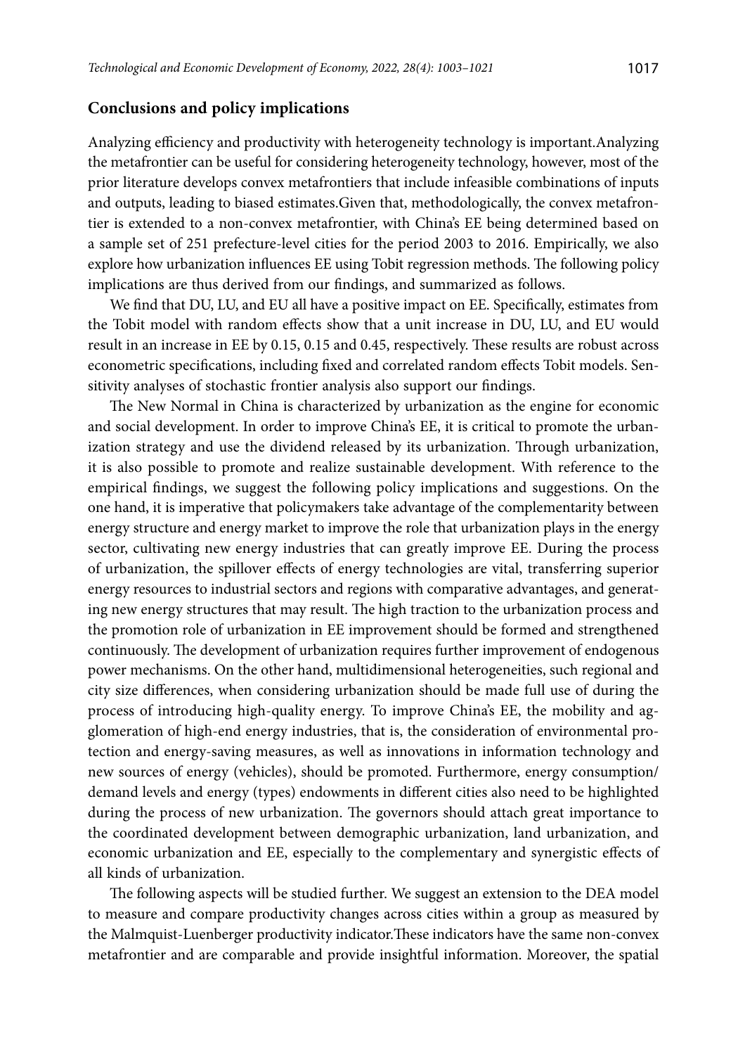## Conclusions and policy implications

Analyzing efficiency and productivity with heterogeneity technology is important.Analyzing the metafrontier can be useful for considering heterogeneity technology, however, most of the prior literature develops convex metafrontiers that include infeasible combinations of inputs and outputs, leading to biased estimates.Given that, methodologically, the convex metafrontier is extended to a non-convex metafrontier, with China's EE being determined based on a sample set of 251 prefecture-level cities for the period 2003 to 2016. Empirically, we also explore how urbanization influences EE using Tobit regression methods. The following policy implications are thus derived from our findings, and summarized as follows.

We find that DU, LU, and EU all have a positive impact on EE. Specifically, estimates from the Tobit model with random effects show that a unit increase in DU, LU, and EU would result in an increase in EE by 0.15, 0.15 and 0.45, respectively. These results are robust across econometric specifications, including fixed and correlated random effects Tobit models. Sensitivity analyses of stochastic frontier analysis also support our findings.

The New Normal in China is characterized by urbanization as the engine for economic and social development. In order to improve China's EE, it is critical to promote the urbanization strategy and use the dividend released by its urbanization. Through urbanization, it is also possible to promote and realize sustainable development. With reference to the empirical findings, we suggest the following policy implications and suggestions. On the one hand, it is imperative that policymakers take advantage of the complementarity between energy structure and energy market to improve the role that urbanization plays in the energy sector, cultivating new energy industries that can greatly improve EE. During the process of urbanization, the spillover effects of energy technologies are vital, transferring superior energy resources to industrial sectors and regions with comparative advantages, and generating new energy structures that may result. The high traction to the urbanization process and the promotion role of urbanization in EE improvement should be formed and strengthened continuously. The development of urbanization requires further improvement of endogenous power mechanisms. On the other hand, multidimensional heterogeneities, such regional and city size differences, when considering urbanization should be made full use of during the process of introducing high-quality energy. To improve China's EE, the mobility and agglomeration of high-end energy industries, that is, the consideration of environmental protection and energy-saving measures, as well as innovations in information technology and new sources of energy (vehicles), should be promoted. Furthermore, energy consumption/demand levels and energy (types) endowments in different cities also need to be highlighted during the process of new urbanization. The governors should attach great importance to the coordinated development between demographic urbanization, land urbanization, and economic urbanization and EE, especially to the complementary and synergistic effects of all kinds of urbanization.

The following aspects will be studied further. We suggest an extension to the DEA model to measure and compare productivity changes across cities within a group as measured by the Malmquist-Luenberger productivity indicator.These indicators have the same non-convex metafrontier and are comparable and provide insightful information. Moreover, the spatial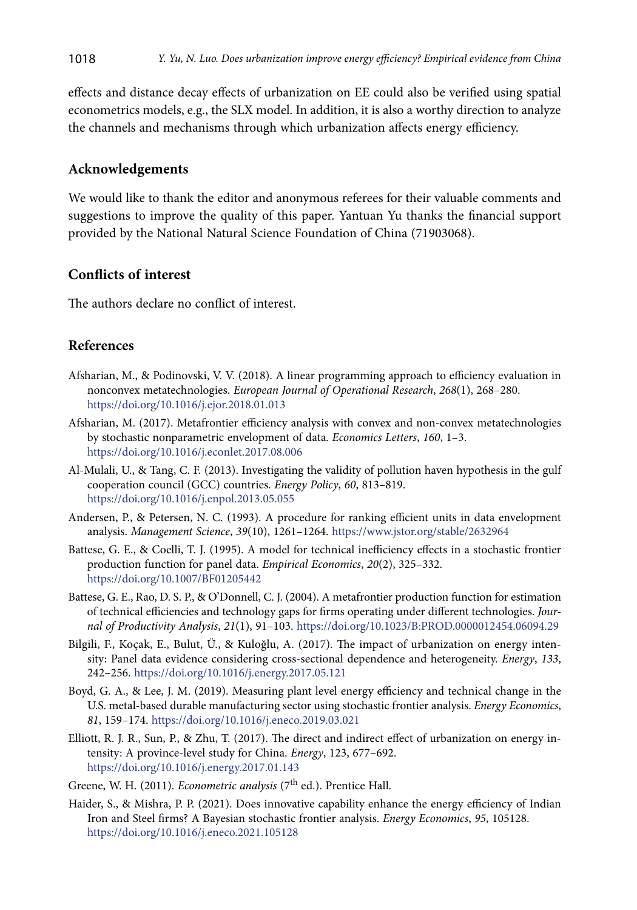effects and distance decay effects of urbanization on EE could also be verified using spatial econometrics models, e.g., the SLX model. In addition, it is also a worthy direction to analyze the channels and mechanisms through which urbanization affects energy efficiency.

## Acknowledgements

We would like to thank the editor and anonymous referees for their valuable comments and suggestions to improve the quality of this paper. Yantuan Yu thanks the financial support provided by the National Natural Science Foundation of China (71903068).

## Conflicts of interest

The authors declare no conflict of interest.

## References

Afsharian, M., & Podinovski, V. V. (2018). A linear programming approach to efficiency evaluation in nonconvex metatechnologies. *European Journal of Operational Research*, *268*(1), 268–280. https://doi.org/10.1016/j.ejor.2018.01.013

Afsharian, M. (2017). Metafrontier efficiency analysis with convex and non-convex metatechnologies by stochastic nonparametric envelopment of data. *Economics Letters*, *160*, 1–3. https://doi.org/10.1016/j.econlet.2017.08.006

Al-Mulali, U., & Tang, C. F. (2013). Investigating the validity of pollution haven hypothesis in the gulf cooperation council (GCC) countries. *Energy Policy*, *60*, 813–819. https://doi.org/10.1016/j.enpol.2013.05.055

Andersen, P., & Petersen, N. C. (1993). A procedure for ranking efficient units in data envelopment analysis. *Management Science*, *39*(10), 1261–1264. https://www.jstor.org/stable/2632964

Battese, G. E., & Coelli, T. J. (1995). A model for technical inefficiency effects in a stochastic frontier production function for panel data. *Empirical Economics*, *20*(2), 325–332. https://doi.org/10.1007/BF01205442

Battese, G. E., Rao, D. S. P., & O'Donnell, C. J. (2004). A metafrontier production function for estimation of technical efficiencies and technology gaps for firms operating under different technologies. *Journal of Productivity Analysis*, *21*(1), 91–103. https://doi.org/10.1023/B:PROD.0000012454.06094.29

Bilgili, F., Koçak, E., Bulut, Ü., & Kuloğlu, A. (2017). The impact of urbanization on energy intensity: Panel data evidence considering cross-sectional dependence and heterogeneity. *Energy*, *133*, 242–256. https://doi.org/10.1016/j.energy.2017.05.121

Boyd, G. A., & Lee, J. M. (2019). Measuring plant level energy efficiency and technical change in the U.S. metal-based durable manufacturing sector using stochastic frontier analysis. *Energy Economics*, *81*, 159–174. https://doi.org/10.1016/j.eneco.2019.03.021

Elliott, R. J. R., Sun, P., & Zhu, T. (2017). The direct and indirect effect of urbanization on energy intensity: A province-level study for China. *Energy*, 123, 677–692. https://doi.org/10.1016/j.energy.2017.01.143

Greene, W. H. (2011). *Econometric analysis* (7th ed.). Prentice Hall.

Haider, S., & Mishra, P. P. (2021). Does innovative capability enhance the energy efficiency of Indian Iron and Steel firms? A Bayesian stochastic frontier analysis. *Energy Economics*, *95*, 105128. https://doi.org/10.1016/j.eneco.2021.105128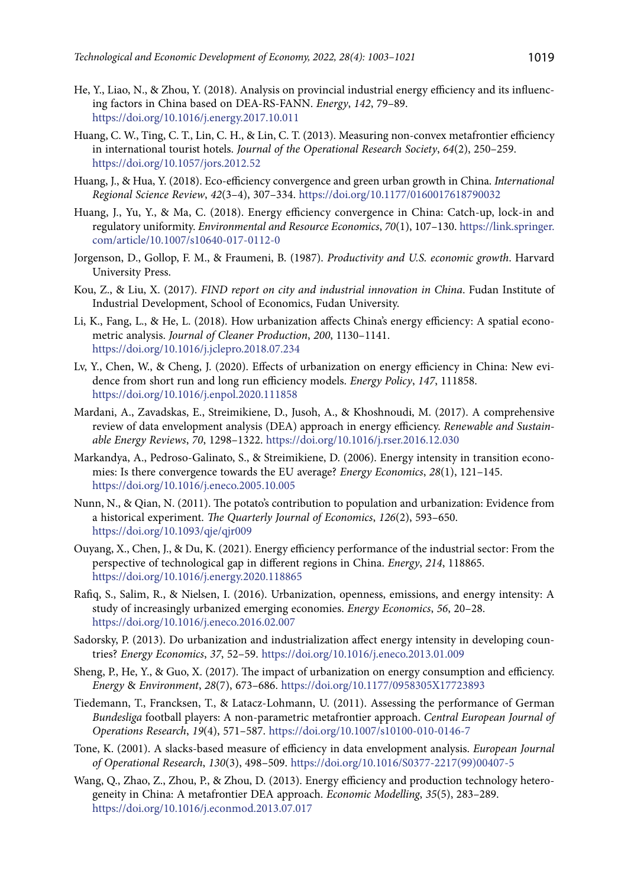He, Y., Liao, N., & Zhou, Y. (2018). Analysis on provincial industrial energy efficiency and its influencing factors in China based on DEA-RS-FANN. *Energy*, *142*, 79–89. https://doi.org/10.1016/j.energy.2017.10.011

Huang, C. W., Ting, C. T., Lin, C. H., & Lin, C. T. (2013). Measuring non-convex metafrontier efficiency in international tourist hotels. *Journal of the Operational Research Society*, *64*(2), 250–259. https://doi.org/10.1057/jors.2012.52

Huang, J., & Hua, Y. (2018). Eco-efficiency convergence and green urban growth in China. *International Regional Science Review*, *42*(3–4), 307–334. https://doi.org/10.1177/0160017618790032

Huang, J., Yu, Y., & Ma, C. (2018). Energy efficiency convergence in China: Catch-up, lock-in and regulatory uniformity. *Environmental and Resource Economics*, *70*(1), 107–130. https://link.springer.com/article/10.1007/s10640-017-0112-0

Jorgenson, D., Gollop, F. M., & Fraumeni, B. (1987). *Productivity and U.S. economic growth*. Harvard University Press.

Kou, Z., & Liu, X. (2017). *FIND report on city and industrial innovation in China*. Fudan Institute of Industrial Development, School of Economics, Fudan University.

Li, K., Fang, L., & He, L. (2018). How urbanization affects China's energy efficiency: A spatial econometric analysis. *Journal of Cleaner Production*, *200*, 1130–1141. https://doi.org/10.1016/j.jclepro.2018.07.234

Lv, Y., Chen, W., & Cheng, J. (2020). Effects of urbanization on energy efficiency in China: New evidence from short run and long run efficiency models. *Energy Policy*, *147*, 111858. https://doi.org/10.1016/j.enpol.2020.111858

Mardani, A., Zavadskas, E., Streimikiene, D., Jusoh, A., & Khoshnoudi, M. (2017). A comprehensive review of data envelopment analysis (DEA) approach in energy efficiency. *Renewable and Sustainable Energy Reviews*, *70*, 1298–1322. https://doi.org/10.1016/j.rser.2016.12.030

Markandya, A., Pedroso-Galinato, S., & Streimikiene, D. (2006). Energy intensity in transition economies: Is there convergence towards the EU average? *Energy Economics*, *28*(1), 121–145. https://doi.org/10.1016/j.eneco.2005.10.005

Nunn, N., & Qian, N. (2011). The potato's contribution to population and urbanization: Evidence from a historical experiment. *The Quarterly Journal of Economics*, *126*(2), 593–650. https://doi.org/10.1093/qje/qjr009

Ouyang, X., Chen, J., & Du, K. (2021). Energy efficiency performance of the industrial sector: From the perspective of technological gap in different regions in China. *Energy*, *214*, 118865. https://doi.org/10.1016/j.energy.2020.118865

Rafiq, S., Salim, R., & Nielsen, I. (2016). Urbanization, openness, emissions, and energy intensity: A study of increasingly urbanized emerging economies. *Energy Economics*, *56*, 20–28. https://doi.org/10.1016/j.eneco.2016.02.007

Sadorsky, P. (2013). Do urbanization and industrialization affect energy intensity in developing countries? *Energy Economics*, *37*, 52–59. https://doi.org/10.1016/j.eneco.2013.01.009

Sheng, P., He, Y., & Guo, X. (2017). The impact of urbanization on energy consumption and efficiency. *Energy & Environment*, *28*(7), 673–686. https://doi.org/10.1177/0958305X17723893

Tiedemann, T., Francksen, T., & Latacz-Lohmann, U. (2011). Assessing the performance of German *Bundesliga* football players: A non-parametric metafrontier approach. *Central European Journal of Operations Research*, *19*(4), 571–587. https://doi.org/10.1007/s10100-010-0146-7

Tone, K. (2001). A slacks-based measure of efficiency in data envelopment analysis. *European Journal of Operational Research*, *130*(3), 498–509. https://doi.org/10.1016/S0377-2217(99)00407-5

Wang, Q., Zhao, Z., Zhou, P., & Zhou, D. (2013). Energy efficiency and production technology heterogeneity in China: A metafrontier DEA approach. *Economic Modelling*, *35*(5), 283–289. https://doi.org/10.1016/j.econmod.2013.07.017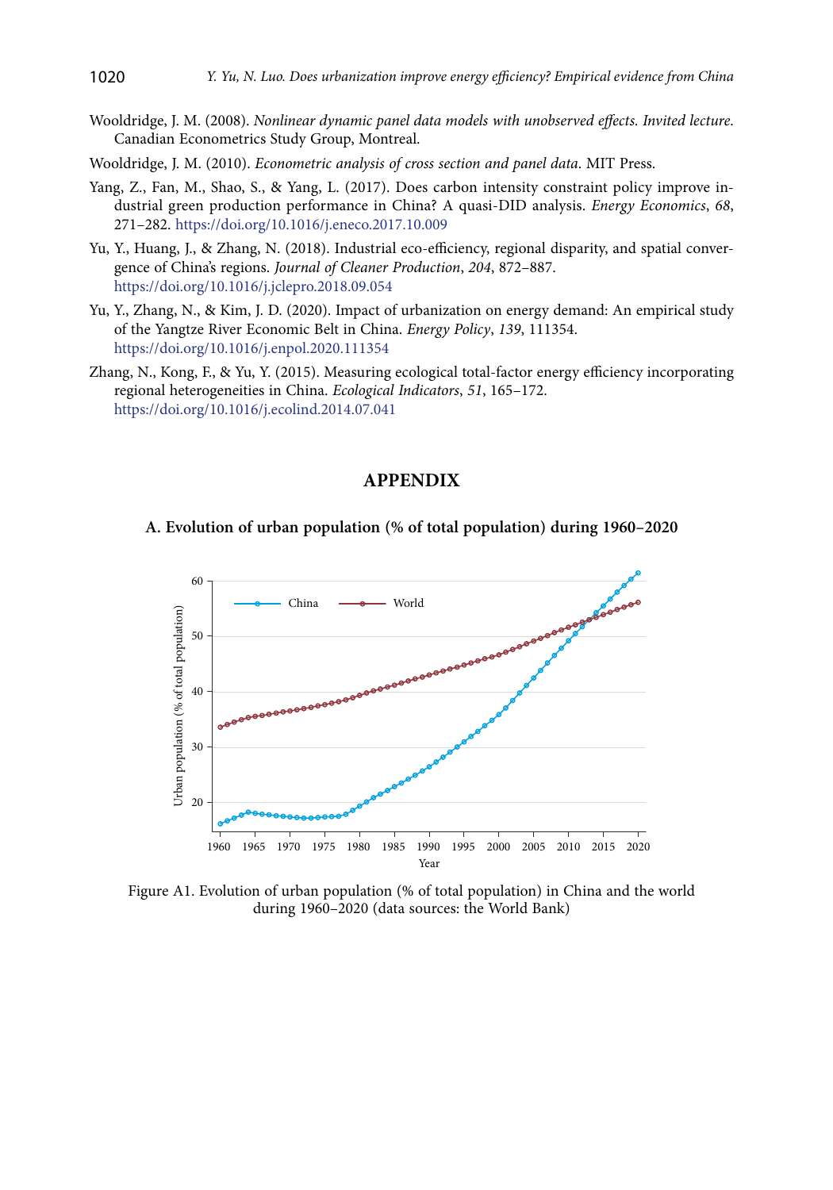Wooldridge, J. M. (2008). *Nonlinear dynamic panel data models with unobserved effects. Invited lecture.* Canadian Econometrics Study Group, Montreal.

Wooldridge, J. M. (2010). *Econometric analysis of cross section and panel data*. MIT Press.

Yang, Z., Fan, M., Shao, S., & Yang, L. (2017). Does carbon intensity constraint policy improve industrial green production performance in China? A quasi-DID analysis. *Energy Economics*, *68*, 271–282. https://doi.org/10.1016/j.eneco.2017.10.009

Yu, Y., Huang, J., & Zhang, N. (2018). Industrial eco-efficiency, regional disparity, and spatial convergence of China's regions. *Journal of Cleaner Production*, *204*, 872–887. https://doi.org/10.1016/j.jclepro.2018.09.054

Yu, Y., Zhang, N., & Kim, J. D. (2020). Impact of urbanization on energy demand: An empirical study of the Yangtze River Economic Belt in China. *Energy Policy*, *139*, 111354. https://doi.org/10.1016/j.enpol.2020.111354

Zhang, N., Kong, F., & Yu, Y. (2015). Measuring ecological total-factor energy efficiency incorporating regional heterogeneities in China. *Ecological Indicators*, *51*, 165–172. https://doi.org/10.1016/j.ecolind.2014.07.041

## APPENDIX

### A. Evolution of urban population (% of total population) during 1960–2020

Figure A1. Evolution of urban population (% of total population) in China and the world during 1960–2020 (data sources: the World Bank)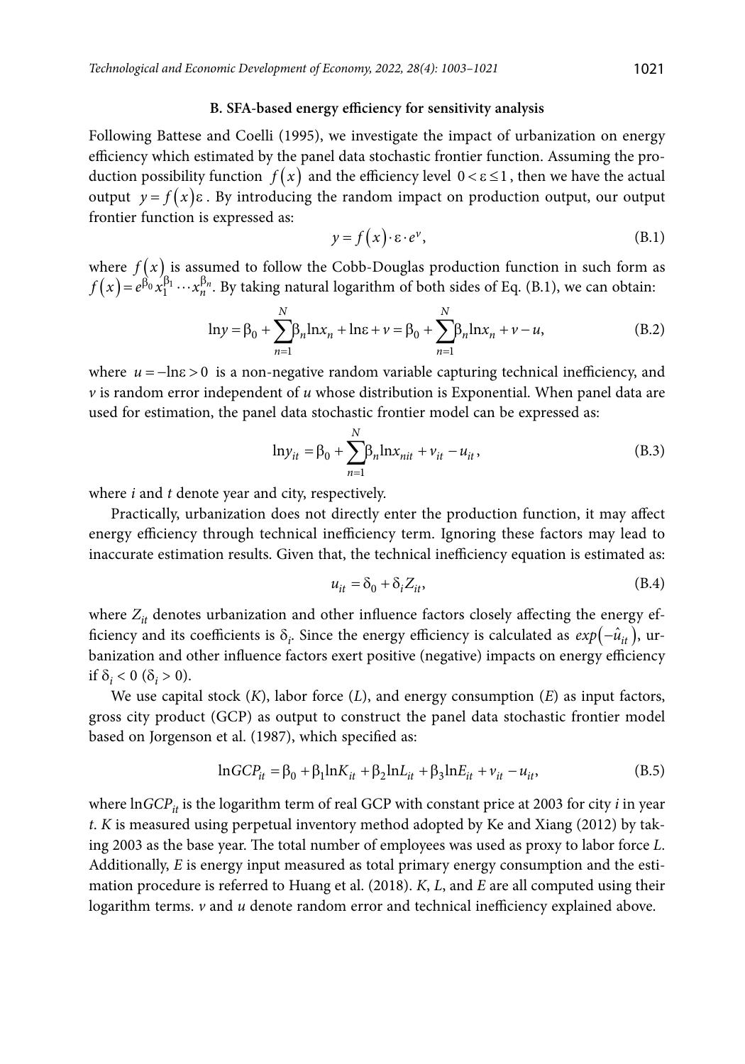### B. SFA-based energy efficiency for sensitivity analysis

Following Battese and Coelli (1995), we investigate the impact of urbanization on energy efficiency which estimated by the panel data stochastic frontier function. Assuming the production possibility function $f(x)$ and the efficiency level $0 < \varepsilon \leq 1$, then we have the actual output $y = f(x)\varepsilon$. By introducing the random impact on production output, our output frontier function is expressed as:

$$y = f(x) \cdot \varepsilon \cdot e^{v}, \tag{B.1}$$

where $f(x)$ is assumed to follow the Cobb-Douglas production function in such form as $f(x) = e^{\beta_0} x_1^{\beta_1} \cdots x_n^{\beta_n}$. By taking natural logarithm of both sides of Eq. (B.1), we can obtain:

$$\ln y = \beta_0 + \sum_{n=1}^{N} \beta_n \ln x_n + \ln \varepsilon + v = \beta_0 + \sum_{n=1}^{N} \beta_n \ln x_n + v - u, \tag{B.2}$$

where $u = -\ln \varepsilon > 0$ is a non-negative random variable capturing technical inefficiency, and $v$ is random error independent of $u$ whose distribution is Exponential. When panel data are used for estimation, the panel data stochastic frontier model can be expressed as:

$$\ln y_{it} = \beta_0 + \sum_{n=1}^{N} \beta_n \ln x_{nit} + v_{it} - u_{it}, \tag{B.3}$$

where *i* and *t* denote year and city, respectively.

Practically, urbanization does not directly enter the production function, it may affect energy efficiency through technical inefficiency term. Ignoring these factors may lead to inaccurate estimation results. Given that, the technical inefficiency equation is estimated as:

$$u_{it} = \delta_0 + \delta_i Z_{it}, \tag{B.4}$$

where $Z_{it}$ denotes urbanization and other influence factors closely affecting the energy efficiency and its coefficients is $\delta_i$. Since the energy efficiency is calculated as $exp(-\hat{u}_{it})$, urbanization and other influence factors exert positive (negative) impacts on energy efficiency if $\delta_i < 0$ ($\delta_i > 0$).

We use capital stock ($K$), labor force ($L$), and energy consumption ($E$) as input factors, gross city product (GCP) as output to construct the panel data stochastic frontier model based on Jorgenson et al. (1987), which specified as:

$$\ln GCP_{it} = \beta_0 + \beta_1 \ln K_{it} + \beta_2 \ln L_{it} + \beta_3 \ln E_{it} + v_{it} - u_{it}, \tag{B.5}$$

where $\ln GCP_{it}$ is the logarithm term of real GCP with constant price at 2003 for city *i* in year *t*. $K$ is measured using perpetual inventory method adopted by Ke and Xiang (2012) by taking 2003 as the base year. The total number of employees was used as proxy to labor force $L$. Additionally, $E$ is energy input measured as total primary energy consumption and the estimation procedure is referred to Huang et al. (2018). $K$, $L$, and $E$ are all computed using their logarithm terms. $v$ and $u$ denote random error and technical inefficiency explained above.